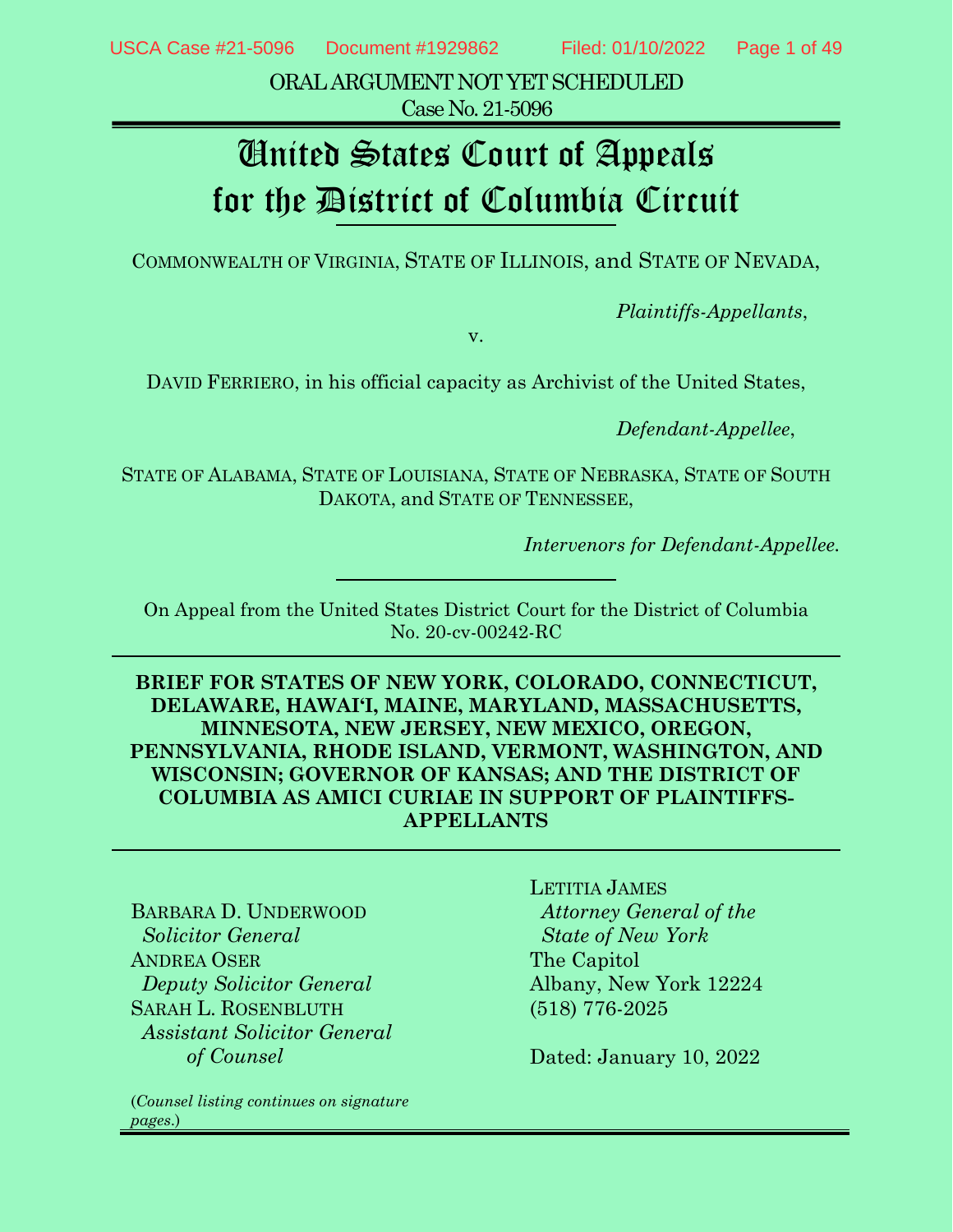ORAL ARGUMENT NOT YET SCHEDULED
Case No. 21-5096

# United States Court of Appeals for the District of Columbia Circuit

COMMONWEALTH OF VIRGINIA, STATE OF ILLINOIS, and STATE OF NEVADA,

*Plaintiffs-Appellants*,

v.

DAVID FERRIERO, in his official capacity as Archivist of the United States,

*Defendant-Appellee*,

STATE OF ALABAMA, STATE OF LOUISIANA, STATE OF NEBRASKA, STATE OF SOUTH DAKOTA, and STATE OF TENNESSEE,

*Intervenors for Defendant-Appellee.*

On Appeal from the United States District Court for the District of Columbia
No. 20-cv-00242-RC

**BRIEF FOR STATES OF NEW YORK, COLORADO, CONNECTICUT, DELAWARE, HAWAI'I, MAINE, MARYLAND, MASSACHUSETTS, MINNESOTA, NEW JERSEY, NEW MEXICO, OREGON, PENNSYLVANIA, RHODE ISLAND, VERMONT, WASHINGTON, AND WISCONSIN; GOVERNOR OF KANSAS; AND THE DISTRICT OF COLUMBIA AS AMICI CURIAE IN SUPPORT OF PLAINTIFFS-APPELLANTS**

BARBARA D. UNDERWOOD
*Solicitor General*
ANDREA OSER
*Deputy Solicitor General*
SARAH L. ROSENBLUTH
*Assistant Solicitor General of Counsel*

LETITIA JAMES
*Attorney General of the State of New York*
The Capitol
Albany, New York 12224
(518) 776-2025

Dated: January 10, 2022

(*Counsel listing continues on signature pages.*)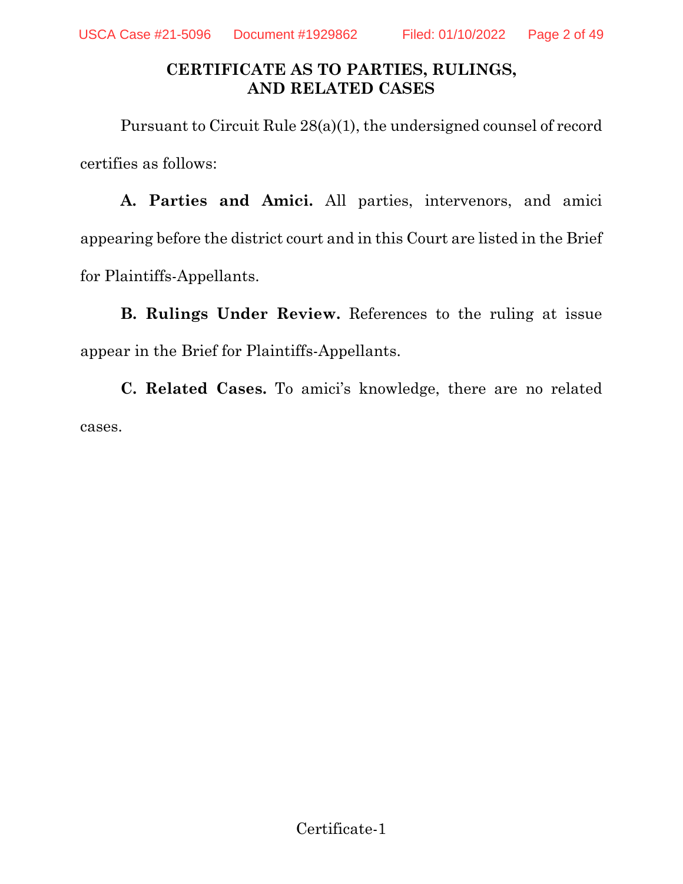## CERTIFICATE AS TO PARTIES, RULINGS, AND RELATED CASES

Pursuant to Circuit Rule 28(a)(1), the undersigned counsel of record certifies as follows:

**A. Parties and Amici.** All parties, intervenors, and amici appearing before the district court and in this Court are listed in the Brief for Plaintiffs-Appellants.

**B. Rulings Under Review.** References to the ruling at issue appear in the Brief for Plaintiffs-Appellants.

**C. Related Cases.** To amici's knowledge, there are no related cases.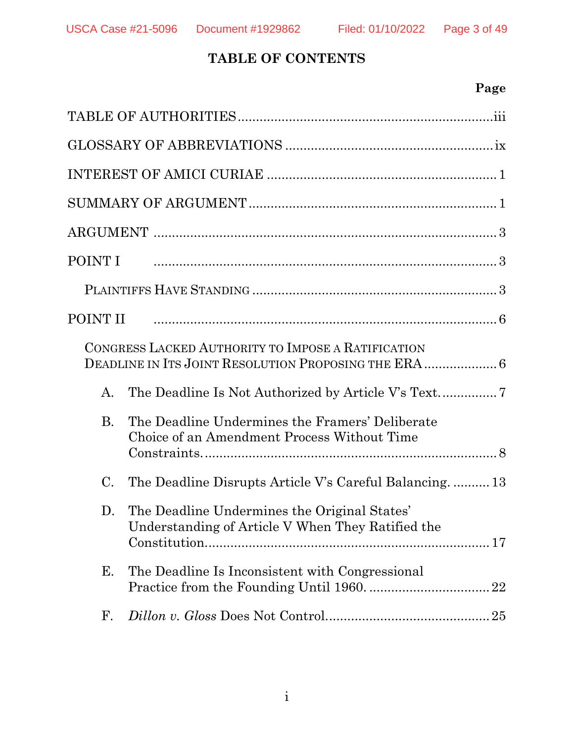# TABLE OF CONTENTS

| | Page |
|---|---|
| TABLE OF AUTHORITIES | iii |
| GLOSSARY OF ABBREVIATIONS | ix |
| INTEREST OF AMICI CURIAE | 1 |
| SUMMARY OF ARGUMENT | 1 |
| ARGUMENT | 3 |
| POINT I | 3 |
| PLAINTIFFS HAVE STANDING | 3 |
| POINT II | 6 |
| CONGRESS LACKED AUTHORITY TO IMPOSE A RATIFICATION DEADLINE IN ITS JOINT RESOLUTION PROPOSING THE ERA | 6 |
| A. The Deadline Is Not Authorized by Article V's Text. | 7 |
| B. The Deadline Undermines the Framers' Deliberate Choice of an Amendment Process Without Time Constraints. | 8 |
| C. The Deadline Disrupts Article V's Careful Balancing. | 13 |
| D. The Deadline Undermines the Original States' Understanding of Article V When They Ratified the Constitution. | 17 |
| E. The Deadline Is Inconsistent with Congressional Practice from the Founding Until 1960. | 22 |
| F. *Dillon v. Gloss* Does Not Control. | 25 |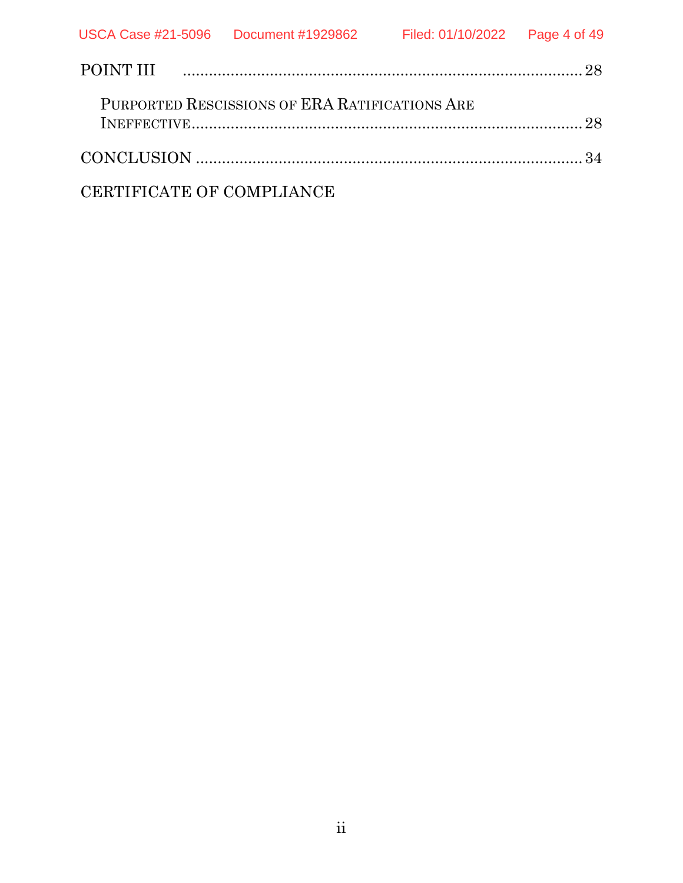POINT III ........................................................................................ 28

PURPORTED RESCISSIONS OF ERA RATIFICATIONS ARE INEFFECTIVE ........................................................................................ 28

CONCLUSION ........................................................................................ 34

CERTIFICATE OF COMPLIANCE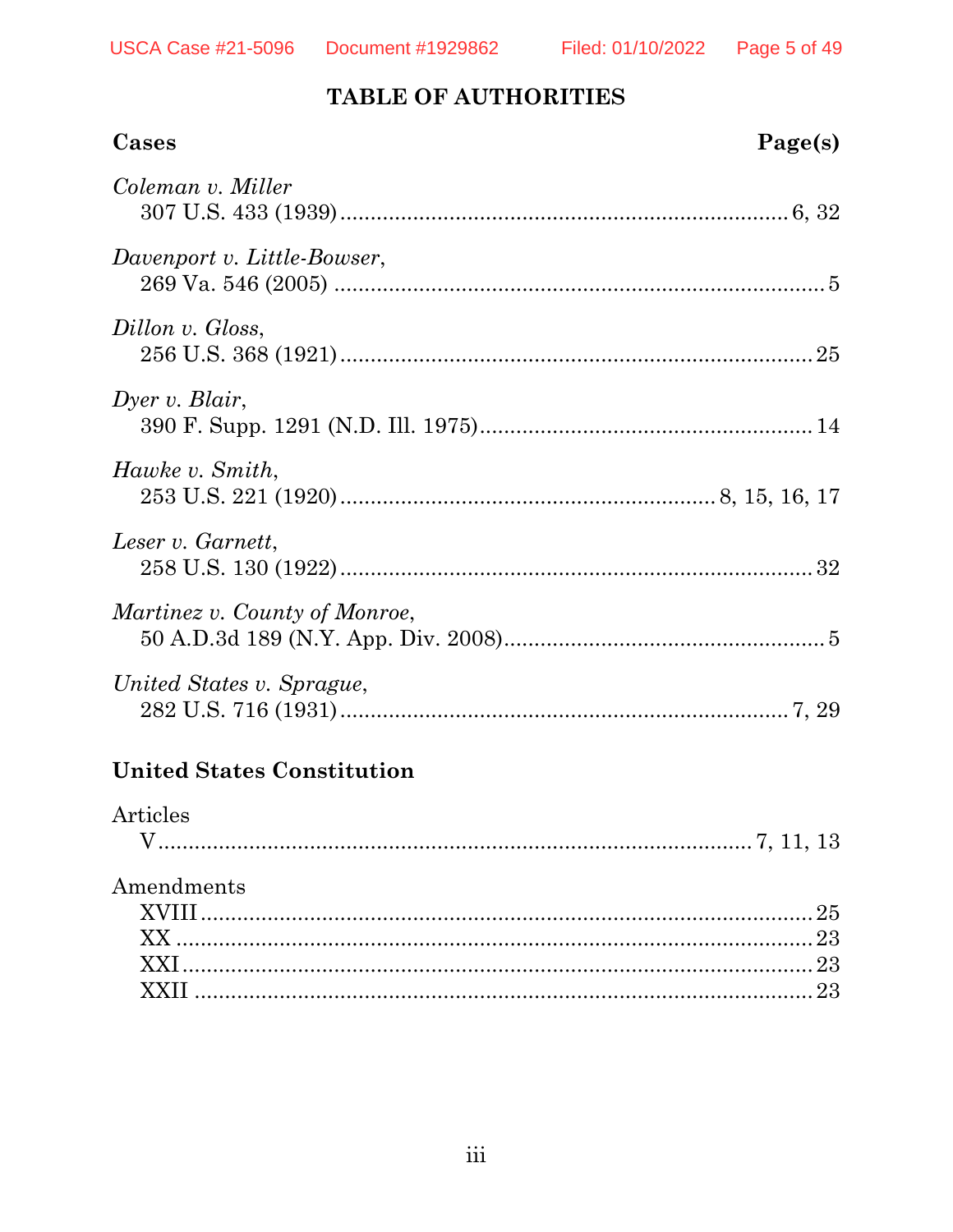# TABLE OF AUTHORITIES

**Cases** **Page(s)**

*Coleman v. Miller*
307 U.S. 433 (1939) .......... 6, 32

*Davenport v. Little-Bowser*,
269 Va. 546 (2005) .......... 5

*Dillon v. Gloss*,
256 U.S. 368 (1921) .......... 25

*Dyer v. Blair*,
390 F. Supp. 1291 (N.D. Ill. 1975) .......... 14

*Hawke v. Smith*,
253 U.S. 221 (1920) .......... 8, 15, 16, 17

*Leser v. Garnett*,
258 U.S. 130 (1922) .......... 32

*Martinez v. County of Monroe*,
50 A.D.3d 189 (N.Y. App. Div. 2008) .......... 5

*United States v. Sprague*,
282 U.S. 716 (1931) .......... 7, 29

**United States Constitution**

Articles
V .......... 7, 11, 13

Amendments
XVIII .......... 25
XX .......... 23
XXI .......... 23
XXII .......... 23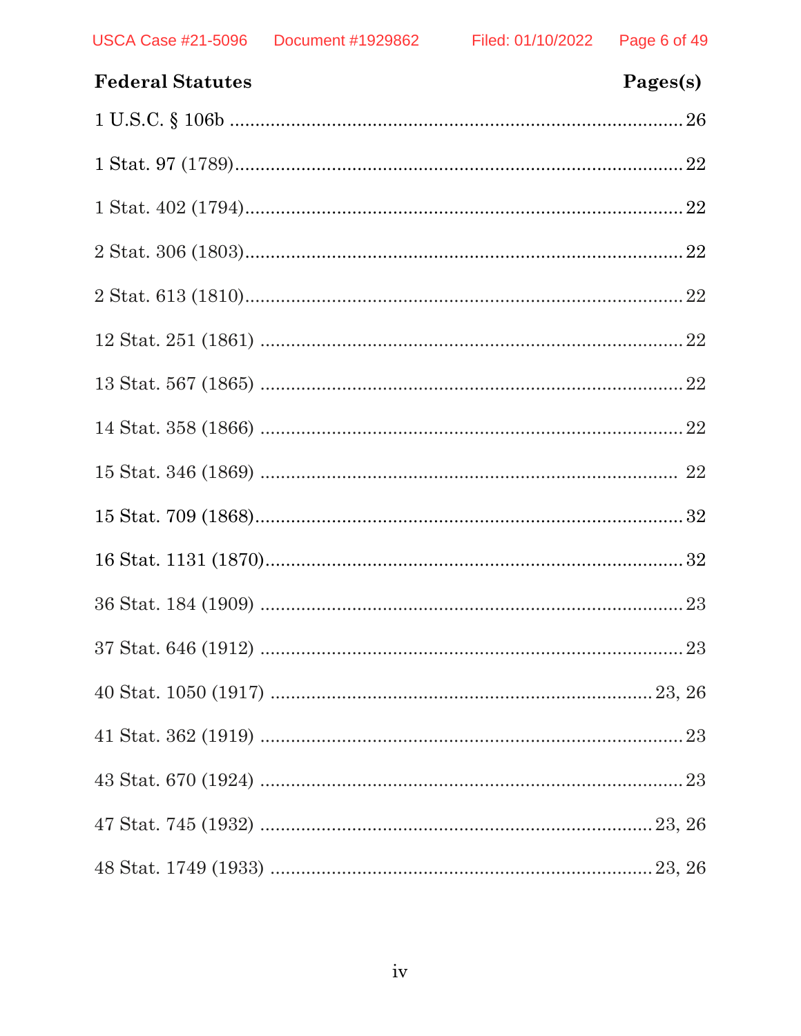| Federal Statutes | Pages(s) |
|---|---|
| 1 U.S.C. § 106b | 26 |
| 1 Stat. 97 (1789) | 22 |
| 1 Stat. 402 (1794) | 22 |
| 2 Stat. 306 (1803) | 22 |
| 2 Stat. 613 (1810) | 22 |
| 12 Stat. 251 (1861) | 22 |
| 13 Stat. 567 (1865) | 22 |
| 14 Stat. 358 (1866) | 22 |
| 15 Stat. 346 (1869) | 22 |
| 15 Stat. 709 (1868) | 32 |
| 16 Stat. 1131 (1870) | 32 |
| 36 Stat. 184 (1909) | 23 |
| 37 Stat. 646 (1912) | 23 |
| 40 Stat. 1050 (1917) | 23, 26 |
| 41 Stat. 362 (1919) | 23 |
| 43 Stat. 670 (1924) | 23 |
| 47 Stat. 745 (1932) | 23, 26 |
| 48 Stat. 1749 (1933) | 23, 26 |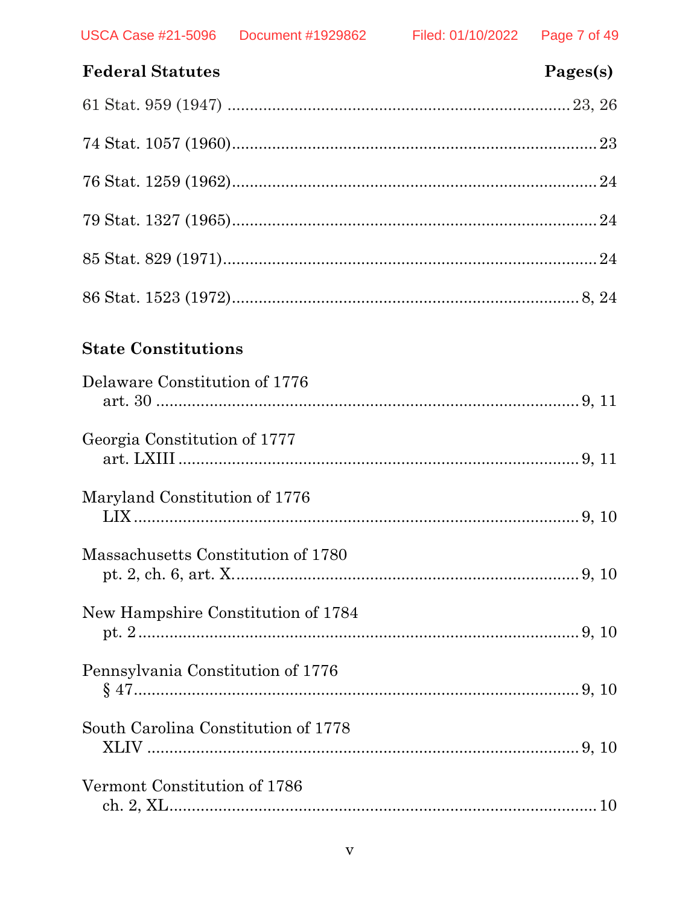**Federal Statutes** **Pages(s)**

61 Stat. 959 (1947) ........................................................................... 23, 26

74 Stat. 1057 (1960)............................................................................... 23

76 Stat. 1259 (1962)............................................................................... 24

79 Stat. 1327 (1965)............................................................................... 24

85 Stat. 829 (1971)................................................................................. 24

86 Stat. 1523 (1972)........................................................................... 8, 24

**State Constitutions**

Delaware Constitution of 1776
art. 30 ............................................................................................. 9, 11

Georgia Constitution of 1777
art. LXIII ........................................................................................ 9, 11

Maryland Constitution of 1776
LIX ................................................................................................. 9, 10

Massachusetts Constitution of 1780
pt. 2, ch. 6, art. X............................................................................ 9, 10

New Hampshire Constitution of 1784
pt. 2 ................................................................................................. 9, 10

Pennsylvania Constitution of 1776
§ 47.................................................................................................. 9, 10

South Carolina Constitution of 1778
XLIV ............................................................................................... 9, 10

Vermont Constitution of 1786
ch. 2, XL.............................................................................................. 10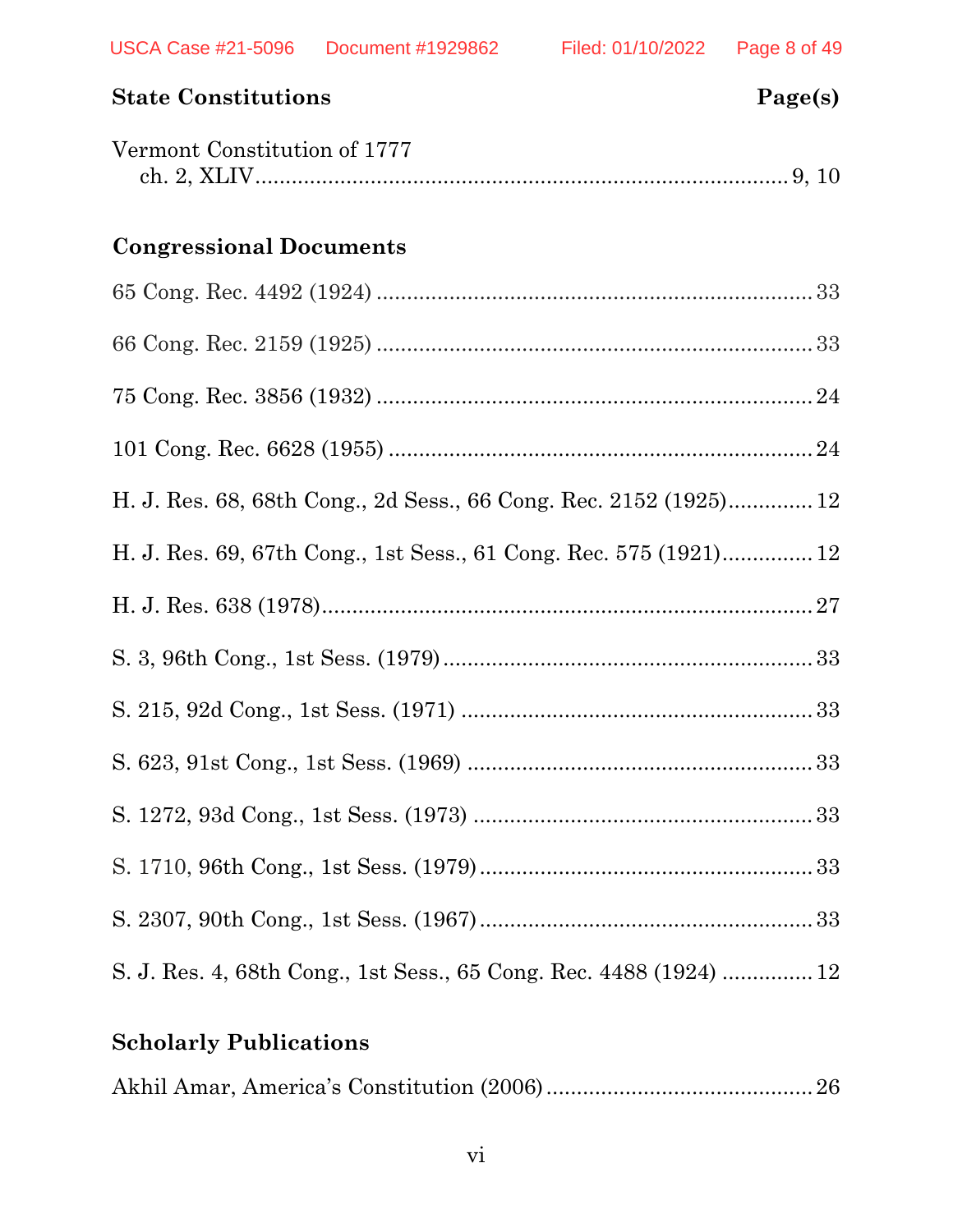**State Constitutions** **Page(s)**

Vermont Constitution of 1777
 ch. 2, XLIV........................................................................... 9, 10

**Congressional Documents**

65 Cong. Rec. 4492 (1924) ........................................................................ 33

66 Cong. Rec. 2159 (1925) ........................................................................ 33

75 Cong. Rec. 3856 (1932) ........................................................................ 24

101 Cong. Rec. 6628 (1955) ...................................................................... 24

H. J. Res. 68, 68th Cong., 2d Sess., 66 Cong. Rec. 2152 (1925).............. 12

H. J. Res. 69, 67th Cong., 1st Sess., 61 Cong. Rec. 575 (1921)............... 12

H. J. Res. 638 (1978)................................................................................. 27

S. 3, 96th Cong., 1st Sess. (1979)............................................................. 33

S. 215, 92d Cong., 1st Sess. (1971) .......................................................... 33

S. 623, 91st Cong., 1st Sess. (1969) ......................................................... 33

S. 1272, 93d Cong., 1st Sess. (1973) ........................................................ 33

S. 1710, 96th Cong., 1st Sess. (1979)....................................................... 33

S. 2307, 90th Cong., 1st Sess. (1967)....................................................... 33

S. J. Res. 4, 68th Cong., 1st Sess., 65 Cong. Rec. 4488 (1924) ............... 12

**Scholarly Publications**

Akhil Amar, America's Constitution (2006)............................................ 26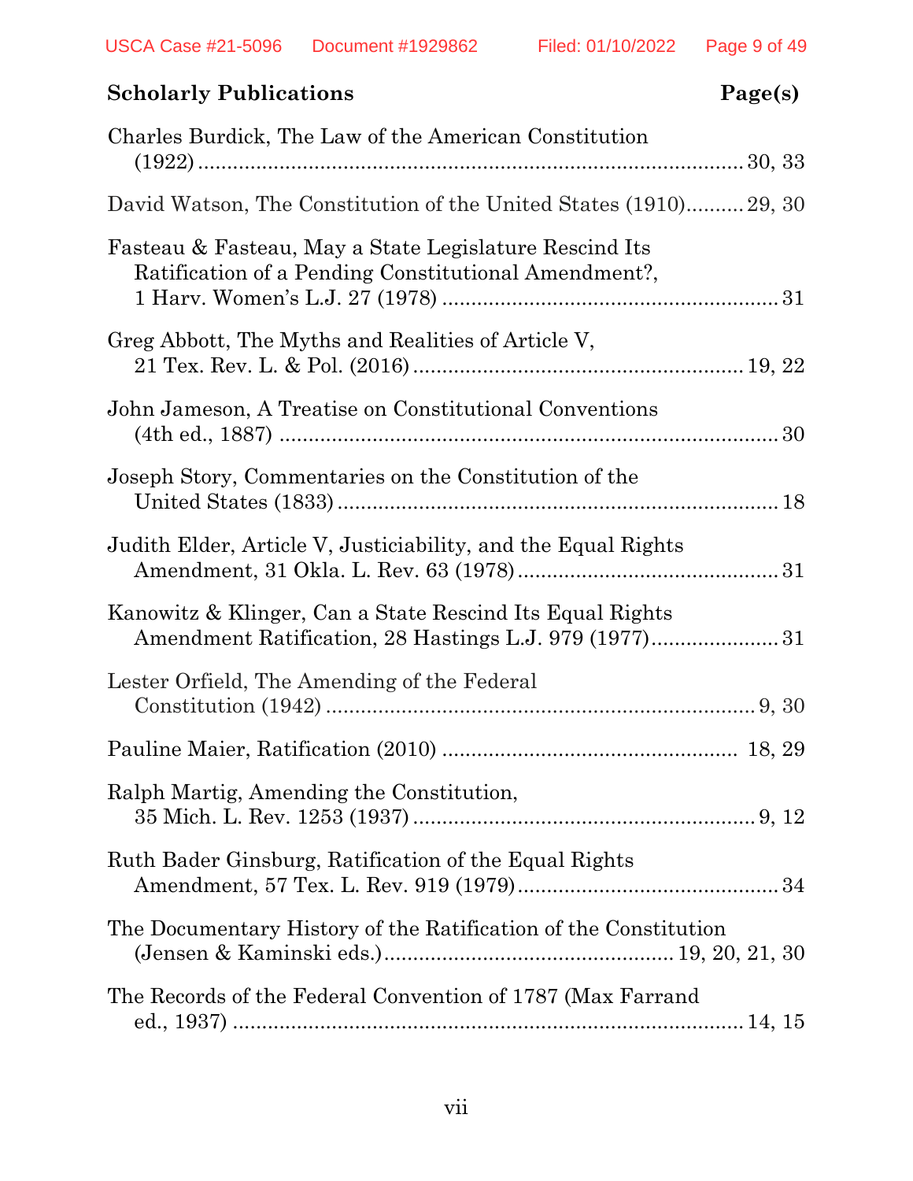| Scholarly Publications | Page(s) |
|---|---|
| Charles Burdick, The Law of the American Constitution (1922) | 30, 33 |
| David Watson, The Constitution of the United States (1910) | 29, 30 |
| Fasteau & Fasteau, May a State Legislature Rescind Its Ratification of a Pending Constitutional Amendment?, 1 Harv. Women's L.J. 27 (1978) | 31 |
| Greg Abbott, The Myths and Realities of Article V, 21 Tex. Rev. L. & Pol. (2016) | 19, 22 |
| John Jameson, A Treatise on Constitutional Conventions (4th ed., 1887) | 30 |
| Joseph Story, Commentaries on the Constitution of the United States (1833) | 18 |
| Judith Elder, Article V, Justiciability, and the Equal Rights Amendment, 31 Okla. L. Rev. 63 (1978) | 31 |
| Kanowitz & Klinger, Can a State Rescind Its Equal Rights Amendment Ratification, 28 Hastings L.J. 979 (1977) | 31 |
| Lester Orfield, The Amending of the Federal Constitution (1942) | 9, 30 |
| Pauline Maier, Ratification (2010) | 18, 29 |
| Ralph Martig, Amending the Constitution, 35 Mich. L. Rev. 1253 (1937) | 9, 12 |
| Ruth Bader Ginsburg, Ratification of the Equal Rights Amendment, 57 Tex. L. Rev. 919 (1979) | 34 |
| The Documentary History of the Ratification of the Constitution (Jensen & Kaminski eds.) | 19, 20, 21, 30 |
| The Records of the Federal Convention of 1787 (Max Farrand ed., 1937) | 14, 15 |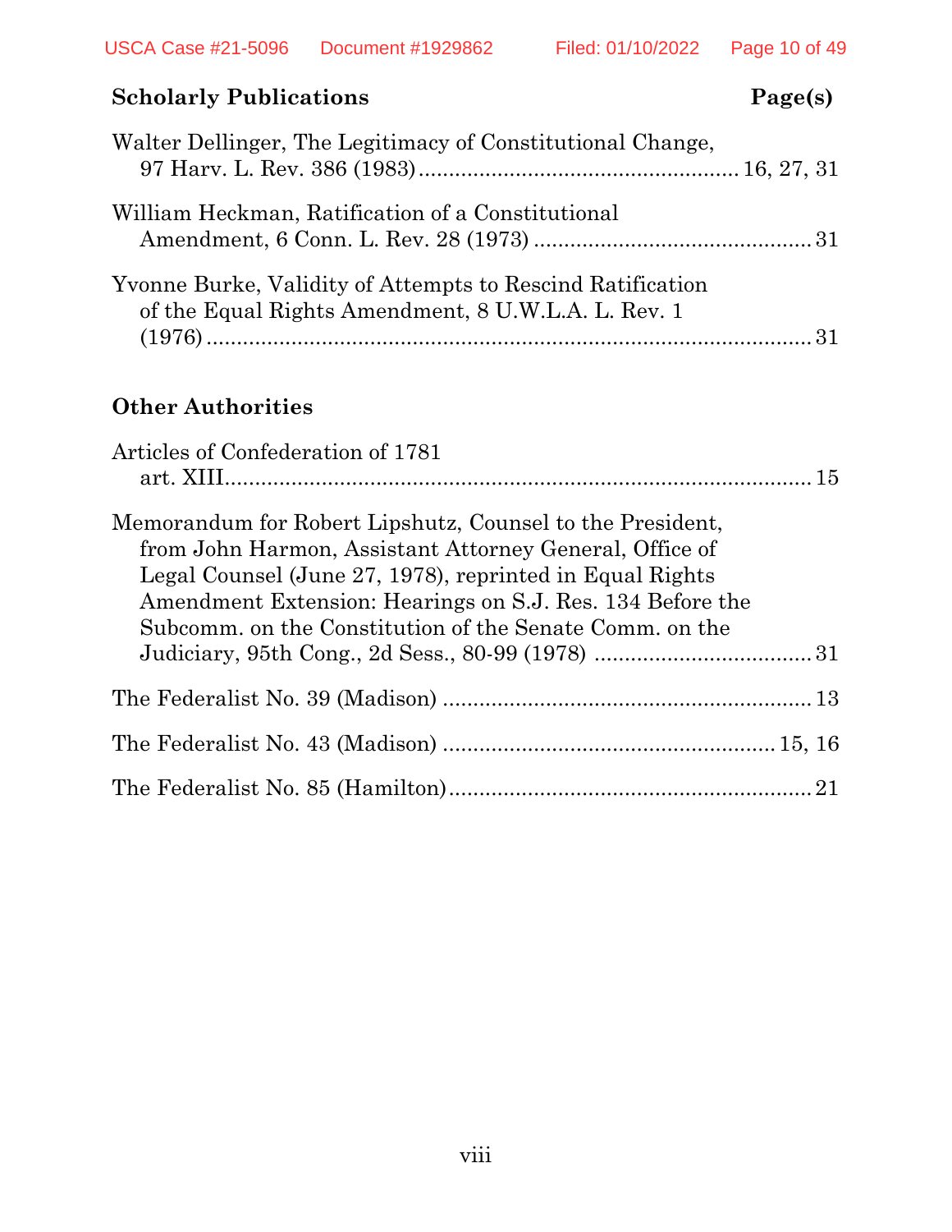**Scholarly Publications** **Page(s)**

Walter Dellinger, The Legitimacy of Constitutional Change, 97 Harv. L. Rev. 386 (1983) .................................................... 16, 27, 31

William Heckman, Ratification of a Constitutional Amendment, 6 Conn. L. Rev. 28 (1973) ............................................. 31

Yvonne Burke, Validity of Attempts to Rescind Ratification of the Equal Rights Amendment, 8 U.W.L.A. L. Rev. 1 (1976) ................................................................................... 31

## Other Authorities

Articles of Confederation of 1781 art. XIII.................................................................................. 15

Memorandum for Robert Lipshutz, Counsel to the President, from John Harmon, Assistant Attorney General, Office of Legal Counsel (June 27, 1978), reprinted in Equal Rights Amendment Extension: Hearings on S.J. Res. 134 Before the Subcomm. on the Constitution of the Senate Comm. on the Judiciary, 95th Cong., 2d Sess., 80-99 (1978) .................................... 31

The Federalist No. 39 (Madison) ............................................................ 13

The Federalist No. 43 (Madison) ...................................................... 15, 16

The Federalist No. 85 (Hamilton)........................................................... 21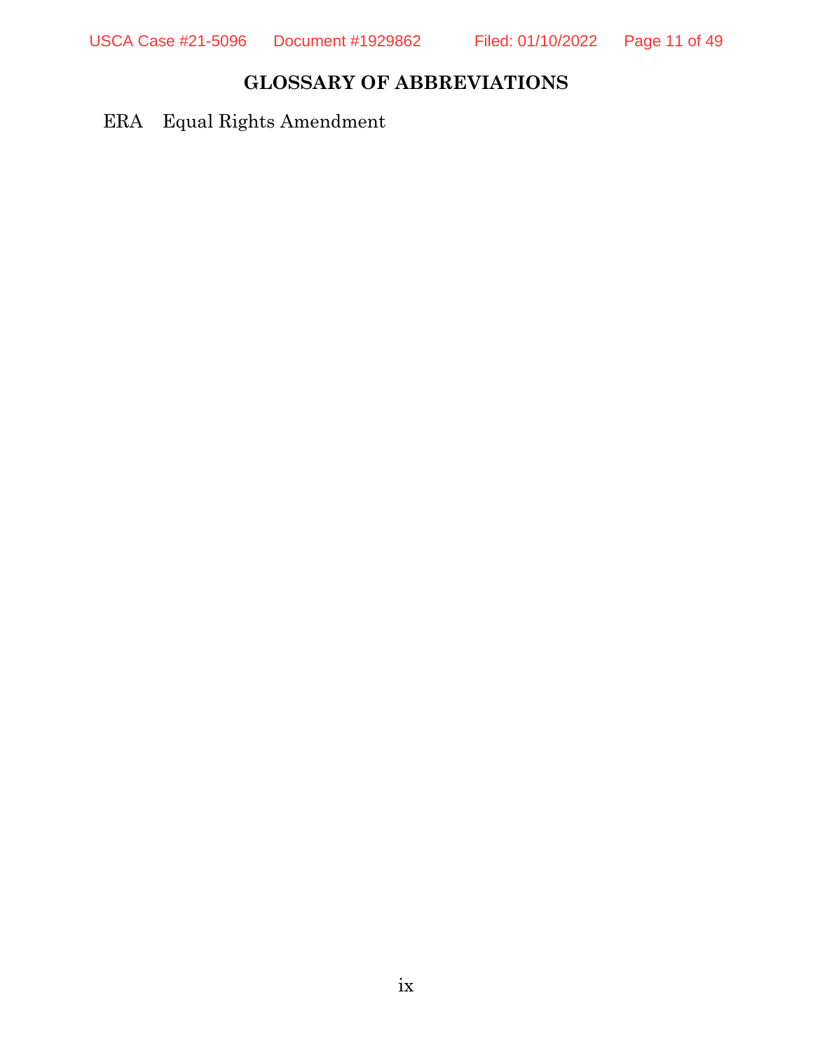## GLOSSARY OF ABBREVIATIONS

ERA Equal Rights Amendment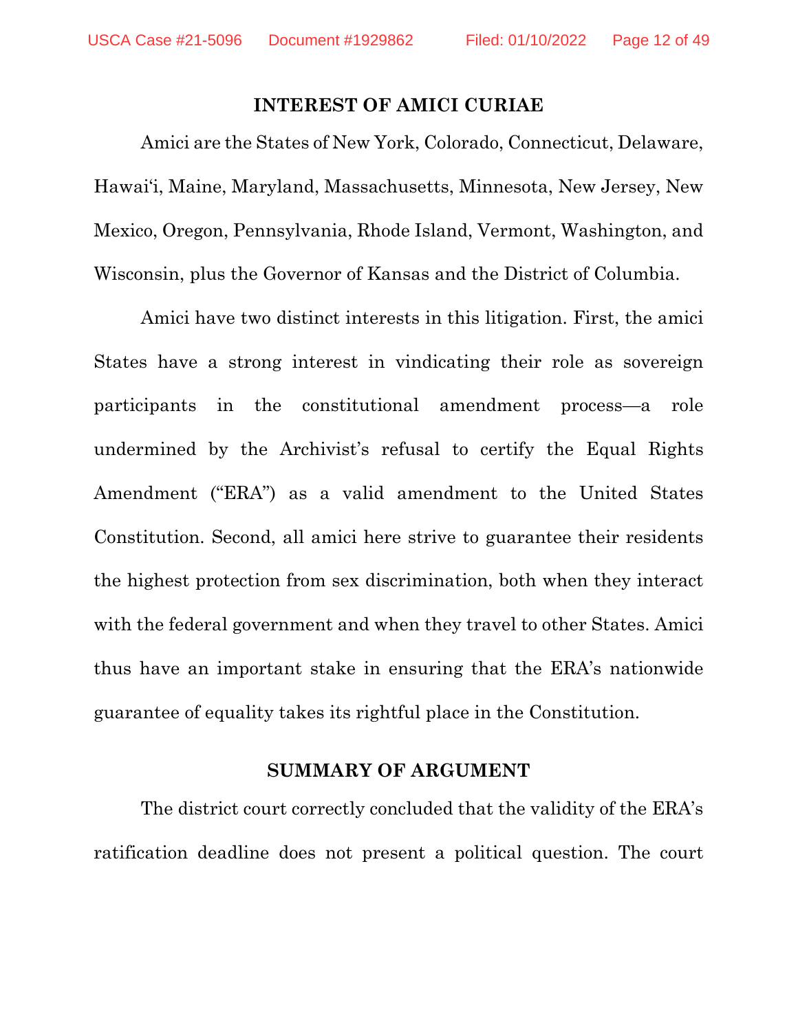## INTEREST OF AMICI CURIAE

Amici are the States of New York, Colorado, Connecticut, Delaware, Hawai‘i, Maine, Maryland, Massachusetts, Minnesota, New Jersey, New Mexico, Oregon, Pennsylvania, Rhode Island, Vermont, Washington, and Wisconsin, plus the Governor of Kansas and the District of Columbia.

Amici have two distinct interests in this litigation. First, the amici States have a strong interest in vindicating their role as sovereign participants in the constitutional amendment process—a role undermined by the Archivist's refusal to certify the Equal Rights Amendment ("ERA") as a valid amendment to the United States Constitution. Second, all amici here strive to guarantee their residents the highest protection from sex discrimination, both when they interact with the federal government and when they travel to other States. Amici thus have an important stake in ensuring that the ERA's nationwide guarantee of equality takes its rightful place in the Constitution.

## SUMMARY OF ARGUMENT

The district court correctly concluded that the validity of the ERA's ratification deadline does not present a political question. The court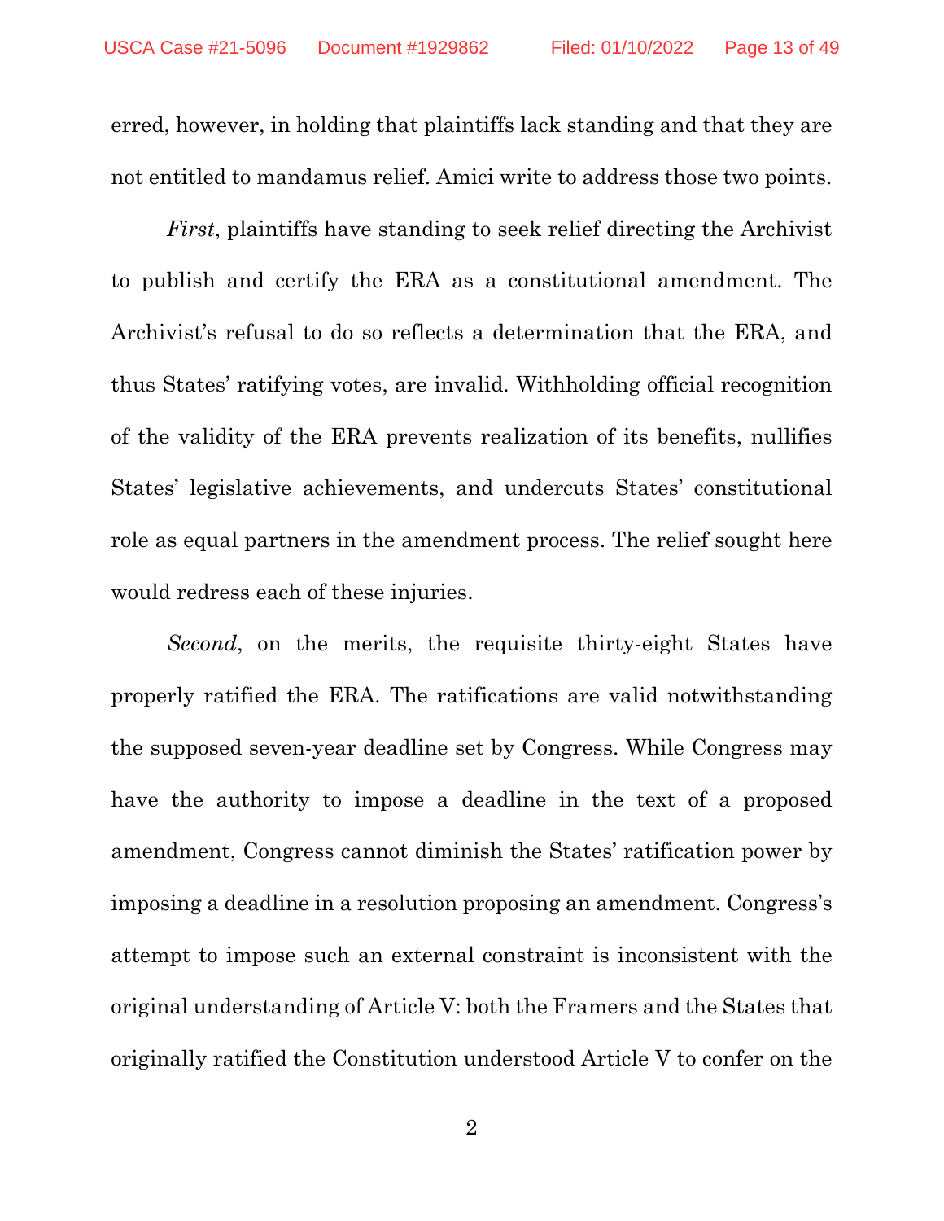erred, however, in holding that plaintiffs lack standing and that they are not entitled to mandamus relief. Amici write to address those two points.

*First*, plaintiffs have standing to seek relief directing the Archivist to publish and certify the ERA as a constitutional amendment. The Archivist's refusal to do so reflects a determination that the ERA, and thus States' ratifying votes, are invalid. Withholding official recognition of the validity of the ERA prevents realization of its benefits, nullifies States' legislative achievements, and undercuts States' constitutional role as equal partners in the amendment process. The relief sought here would redress each of these injuries.

*Second*, on the merits, the requisite thirty-eight States have properly ratified the ERA. The ratifications are valid notwithstanding the supposed seven-year deadline set by Congress. While Congress may have the authority to impose a deadline in the text of a proposed amendment, Congress cannot diminish the States' ratification power by imposing a deadline in a resolution proposing an amendment. Congress's attempt to impose such an external constraint is inconsistent with the original understanding of Article V: both the Framers and the States that originally ratified the Constitution understood Article V to confer on the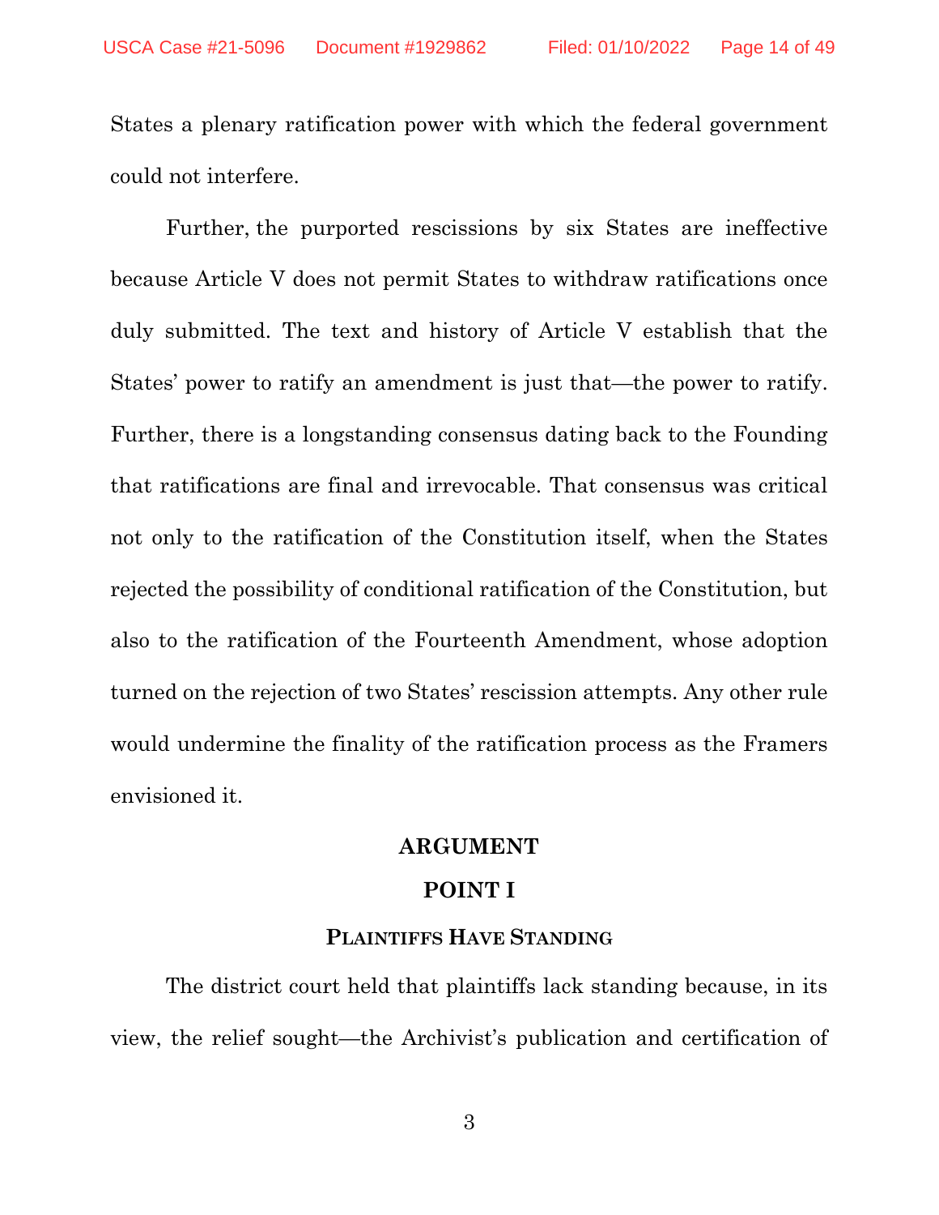States a plenary ratification power with which the federal government could not interfere.

Further, the purported rescissions by six States are ineffective because Article V does not permit States to withdraw ratifications once duly submitted. The text and history of Article V establish that the States' power to ratify an amendment is just that—the power to ratify. Further, there is a longstanding consensus dating back to the Founding that ratifications are final and irrevocable. That consensus was critical not only to the ratification of the Constitution itself, when the States rejected the possibility of conditional ratification of the Constitution, but also to the ratification of the Fourteenth Amendment, whose adoption turned on the rejection of two States' rescission attempts. Any other rule would undermine the finality of the ratification process as the Framers envisioned it.

# ARGUMENT

## POINT I

### PLAINTIFFS HAVE STANDING

The district court held that plaintiffs lack standing because, in its view, the relief sought—the Archivist's publication and certification of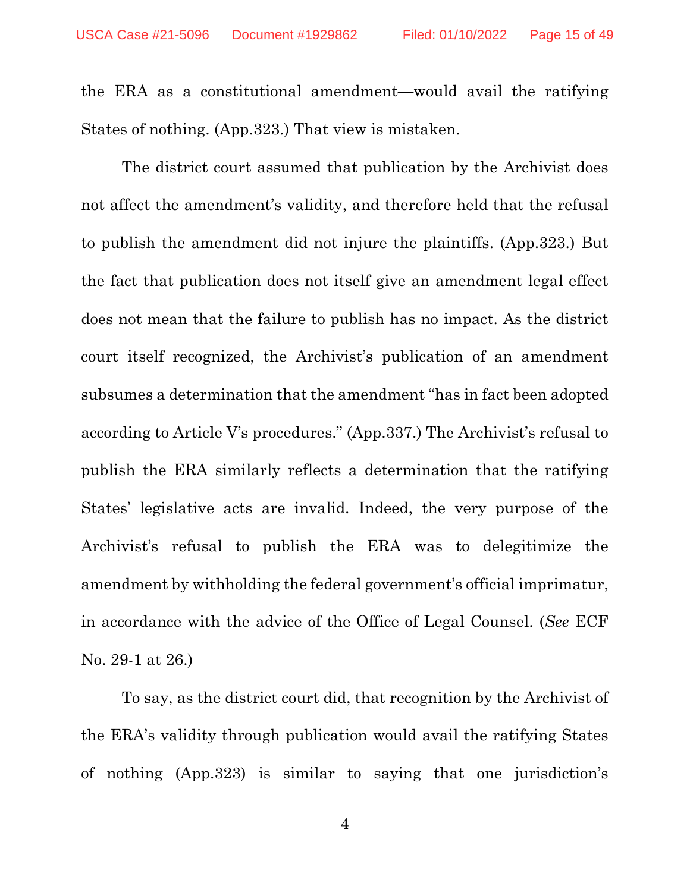the ERA as a constitutional amendment—would avail the ratifying States of nothing. (App.323.) That view is mistaken.

The district court assumed that publication by the Archivist does not affect the amendment's validity, and therefore held that the refusal to publish the amendment did not injure the plaintiffs. (App.323.) But the fact that publication does not itself give an amendment legal effect does not mean that the failure to publish has no impact. As the district court itself recognized, the Archivist's publication of an amendment subsumes a determination that the amendment "has in fact been adopted according to Article V's procedures." (App.337.) The Archivist's refusal to publish the ERA similarly reflects a determination that the ratifying States' legislative acts are invalid. Indeed, the very purpose of the Archivist's refusal to publish the ERA was to delegitimize the amendment by withholding the federal government's official imprimatur, in accordance with the advice of the Office of Legal Counsel. (*See* ECF No. 29-1 at 26.)

To say, as the district court did, that recognition by the Archivist of the ERA's validity through publication would avail the ratifying States of nothing (App.323) is similar to saying that one jurisdiction's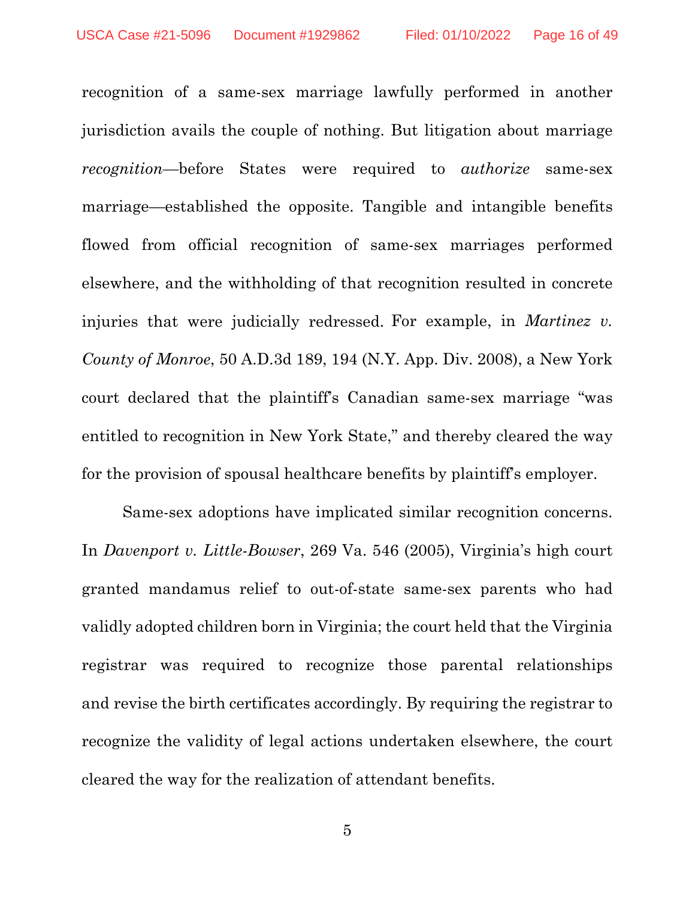recognition of a same-sex marriage lawfully performed in another jurisdiction avails the couple of nothing. But litigation about marriage *recognition*—before States were required to *authorize* same-sex marriage—established the opposite. Tangible and intangible benefits flowed from official recognition of same-sex marriages performed elsewhere, and the withholding of that recognition resulted in concrete injuries that were judicially redressed. For example, in *Martinez v. County of Monroe*, 50 A.D.3d 189, 194 (N.Y. App. Div. 2008), a New York court declared that the plaintiff's Canadian same-sex marriage "was entitled to recognition in New York State," and thereby cleared the way for the provision of spousal healthcare benefits by plaintiff's employer.

Same-sex adoptions have implicated similar recognition concerns. In *Davenport v. Little-Bowser*, 269 Va. 546 (2005), Virginia's high court granted mandamus relief to out-of-state same-sex parents who had validly adopted children born in Virginia; the court held that the Virginia registrar was required to recognize those parental relationships and revise the birth certificates accordingly. By requiring the registrar to recognize the validity of legal actions undertaken elsewhere, the court cleared the way for the realization of attendant benefits.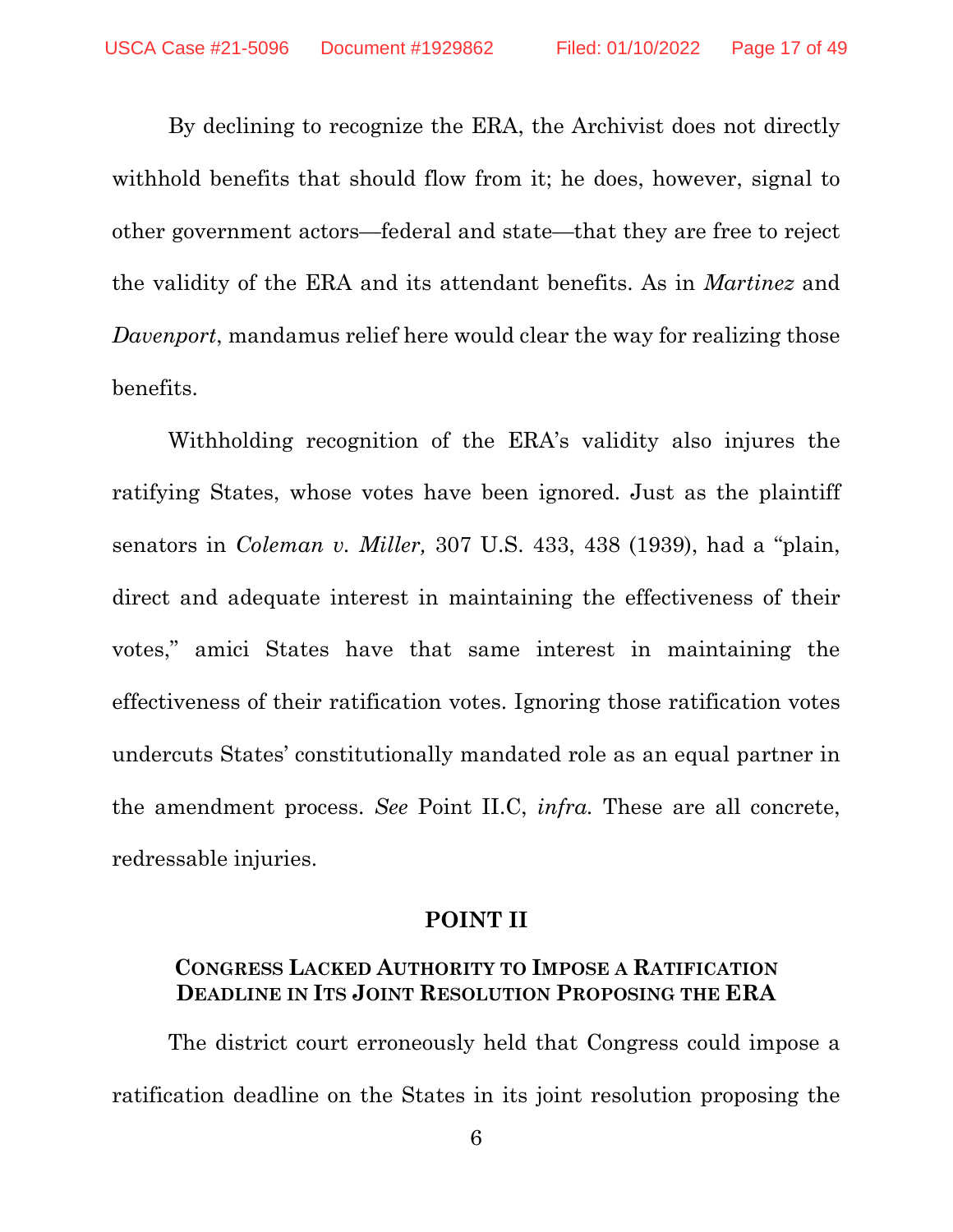By declining to recognize the ERA, the Archivist does not directly withhold benefits that should flow from it; he does, however, signal to other government actors—federal and state—that they are free to reject the validity of the ERA and its attendant benefits. As in *Martinez* and *Davenport*, mandamus relief here would clear the way for realizing those benefits.

Withholding recognition of the ERA's validity also injures the ratifying States, whose votes have been ignored. Just as the plaintiff senators in *Coleman v. Miller,* 307 U.S. 433, 438 (1939), had a "plain, direct and adequate interest in maintaining the effectiveness of their votes," amici States have that same interest in maintaining the effectiveness of their ratification votes. Ignoring those ratification votes undercuts States' constitutionally mandated role as an equal partner in the amendment process. *See* Point II.C, *infra.* These are all concrete, redressable injuries.

## POINT II

### CONGRESS LACKED AUTHORITY TO IMPOSE A RATIFICATION DEADLINE IN ITS JOINT RESOLUTION PROPOSING THE ERA

The district court erroneously held that Congress could impose a ratification deadline on the States in its joint resolution proposing the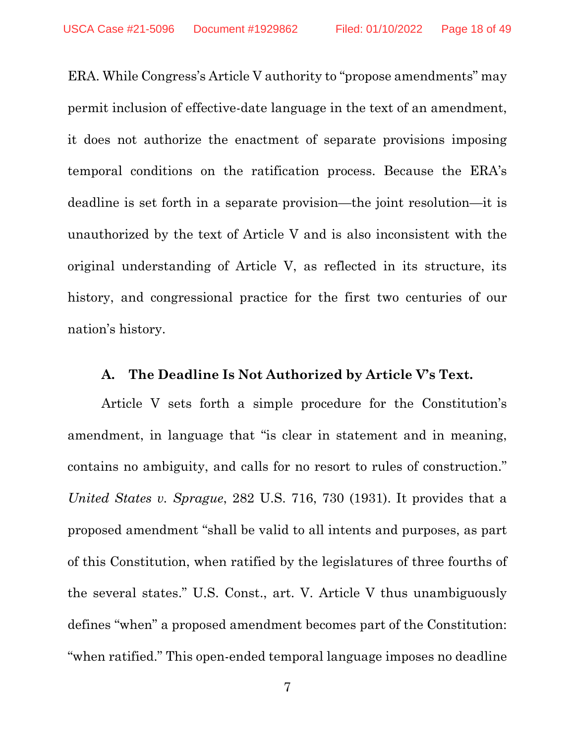ERA. While Congress's Article V authority to "propose amendments" may permit inclusion of effective-date language in the text of an amendment, it does not authorize the enactment of separate provisions imposing temporal conditions on the ratification process. Because the ERA's deadline is set forth in a separate provision—the joint resolution—it is unauthorized by the text of Article V and is also inconsistent with the original understanding of Article V, as reflected in its structure, its history, and congressional practice for the first two centuries of our nation's history.

### A. The Deadline Is Not Authorized by Article V's Text.

Article V sets forth a simple procedure for the Constitution's amendment, in language that "is clear in statement and in meaning, contains no ambiguity, and calls for no resort to rules of construction." *United States v. Sprague*, 282 U.S. 716, 730 (1931). It provides that a proposed amendment "shall be valid to all intents and purposes, as part of this Constitution, when ratified by the legislatures of three fourths of the several states." U.S. Const., art. V. Article V thus unambiguously defines "when" a proposed amendment becomes part of the Constitution: "when ratified." This open-ended temporal language imposes no deadline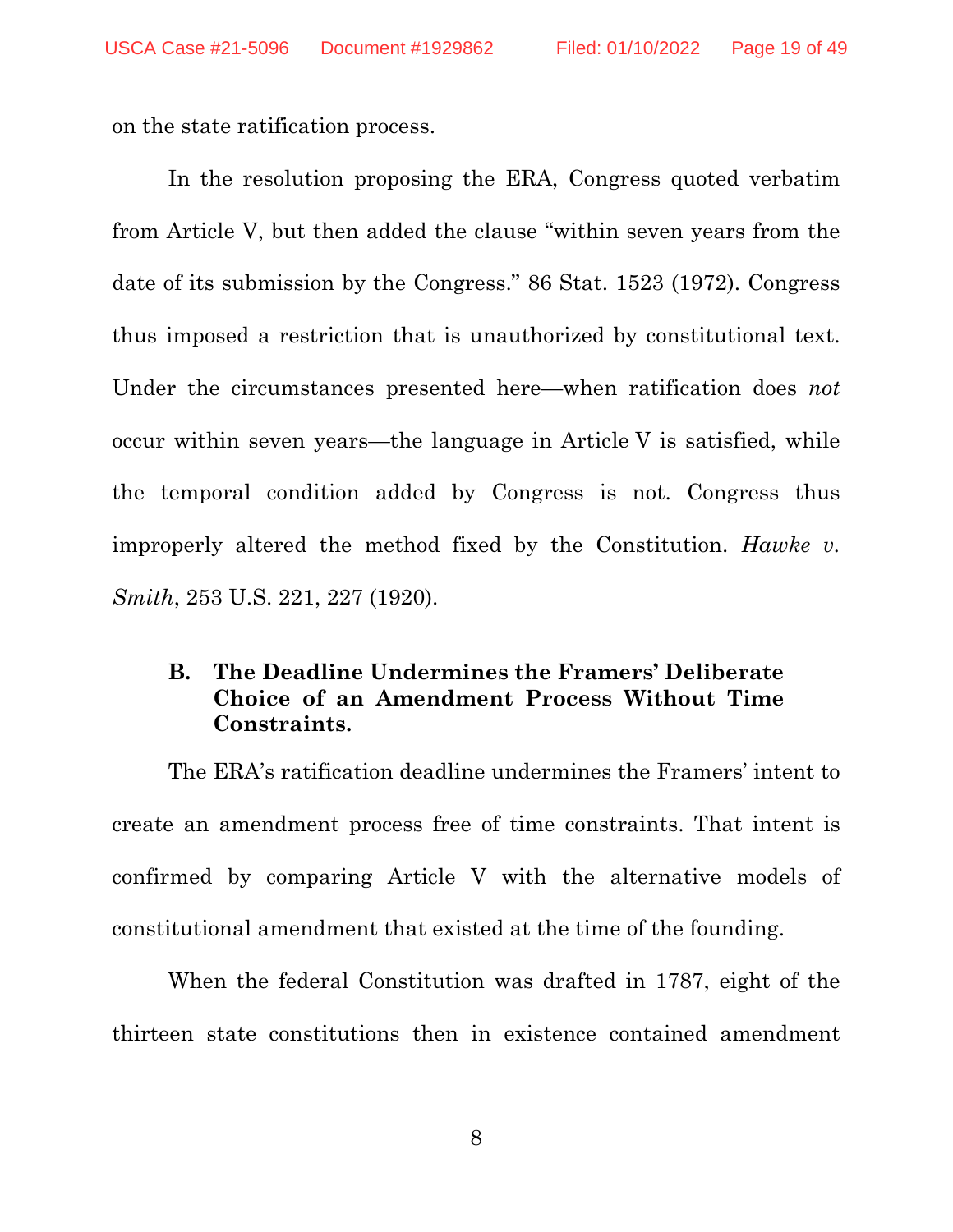on the state ratification process.

In the resolution proposing the ERA, Congress quoted verbatim from Article V, but then added the clause "within seven years from the date of its submission by the Congress." 86 Stat. 1523 (1972). Congress thus imposed a restriction that is unauthorized by constitutional text. Under the circumstances presented here—when ratification does *not* occur within seven years—the language in Article V is satisfied, while the temporal condition added by Congress is not. Congress thus improperly altered the method fixed by the Constitution. *Hawke v. Smith*, 253 U.S. 221, 227 (1920).

### B. The Deadline Undermines the Framers' Deliberate Choice of an Amendment Process Without Time Constraints.

The ERA's ratification deadline undermines the Framers' intent to create an amendment process free of time constraints. That intent is confirmed by comparing Article V with the alternative models of constitutional amendment that existed at the time of the founding.

When the federal Constitution was drafted in 1787, eight of the thirteen state constitutions then in existence contained amendment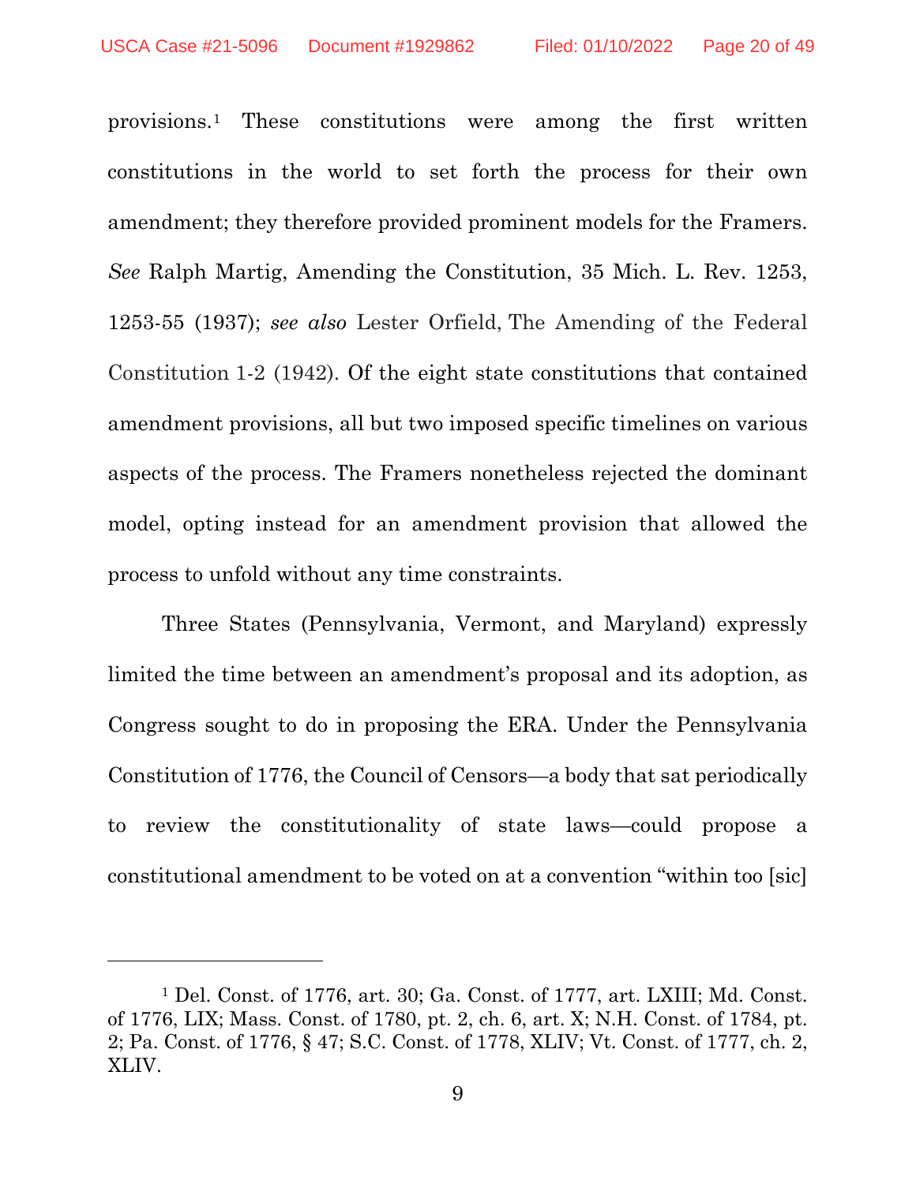provisions.[1] These constitutions were among the first written constitutions in the world to set forth the process for their own amendment; they therefore provided prominent models for the Framers. *See* Ralph Martig, Amending the Constitution, 35 Mich. L. Rev. 1253, 1253-55 (1937); *see also* Lester Orfield, The Amending of the Federal Constitution 1-2 (1942). Of the eight state constitutions that contained amendment provisions, all but two imposed specific timelines on various aspects of the process. The Framers nonetheless rejected the dominant model, opting instead for an amendment provision that allowed the process to unfold without any time constraints.

Three States (Pennsylvania, Vermont, and Maryland) expressly limited the time between an amendment's proposal and its adoption, as Congress sought to do in proposing the ERA. Under the Pennsylvania Constitution of 1776, the Council of Censors—a body that sat periodically to review the constitutionality of state laws—could propose a constitutional amendment to be voted on at a convention "within too [sic]

---

[1] Del. Const. of 1776, art. 30; Ga. Const. of 1777, art. LXIII; Md. Const. of 1776, LIX; Mass. Const. of 1780, pt. 2, ch. 6, art. X; N.H. Const. of 1784, pt. 2; Pa. Const. of 1776, § 47; S.C. Const. of 1778, XLIV; Vt. Const. of 1777, ch. 2, XLIV.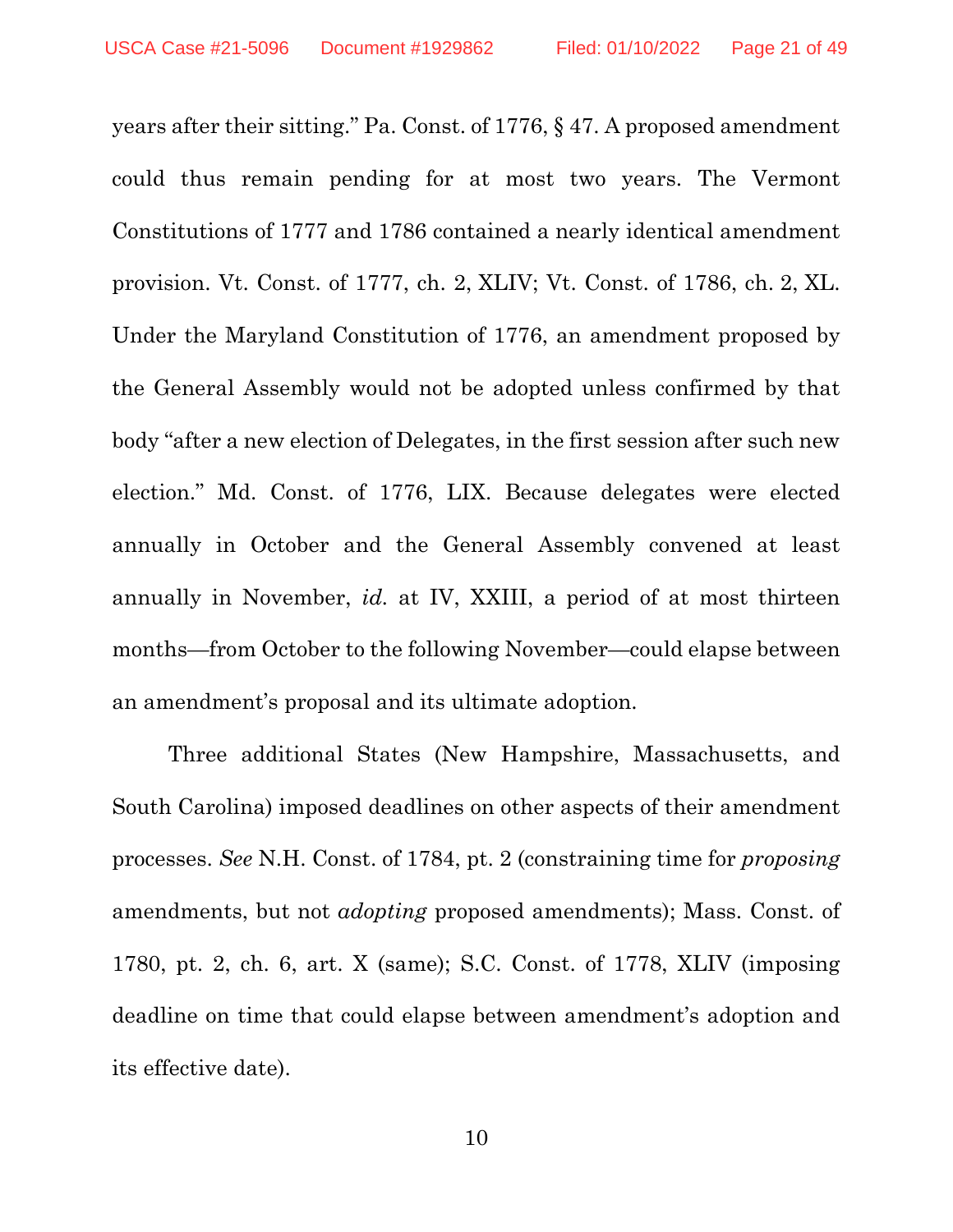years after their sitting." Pa. Const. of 1776, § 47. A proposed amendment could thus remain pending for at most two years. The Vermont Constitutions of 1777 and 1786 contained a nearly identical amendment provision. Vt. Const. of 1777, ch. 2, XLIV; Vt. Const. of 1786, ch. 2, XL. Under the Maryland Constitution of 1776, an amendment proposed by the General Assembly would not be adopted unless confirmed by that body "after a new election of Delegates, in the first session after such new election." Md. Const. of 1776, LIX. Because delegates were elected annually in October and the General Assembly convened at least annually in November, *id.* at IV, XXIII, a period of at most thirteen months—from October to the following November—could elapse between an amendment's proposal and its ultimate adoption.

Three additional States (New Hampshire, Massachusetts, and South Carolina) imposed deadlines on other aspects of their amendment processes. *See* N.H. Const. of 1784, pt. 2 (constraining time for *proposing* amendments, but not *adopting* proposed amendments); Mass. Const. of 1780, pt. 2, ch. 6, art. X (same); S.C. Const. of 1778, XLIV (imposing deadline on time that could elapse between amendment's adoption and its effective date).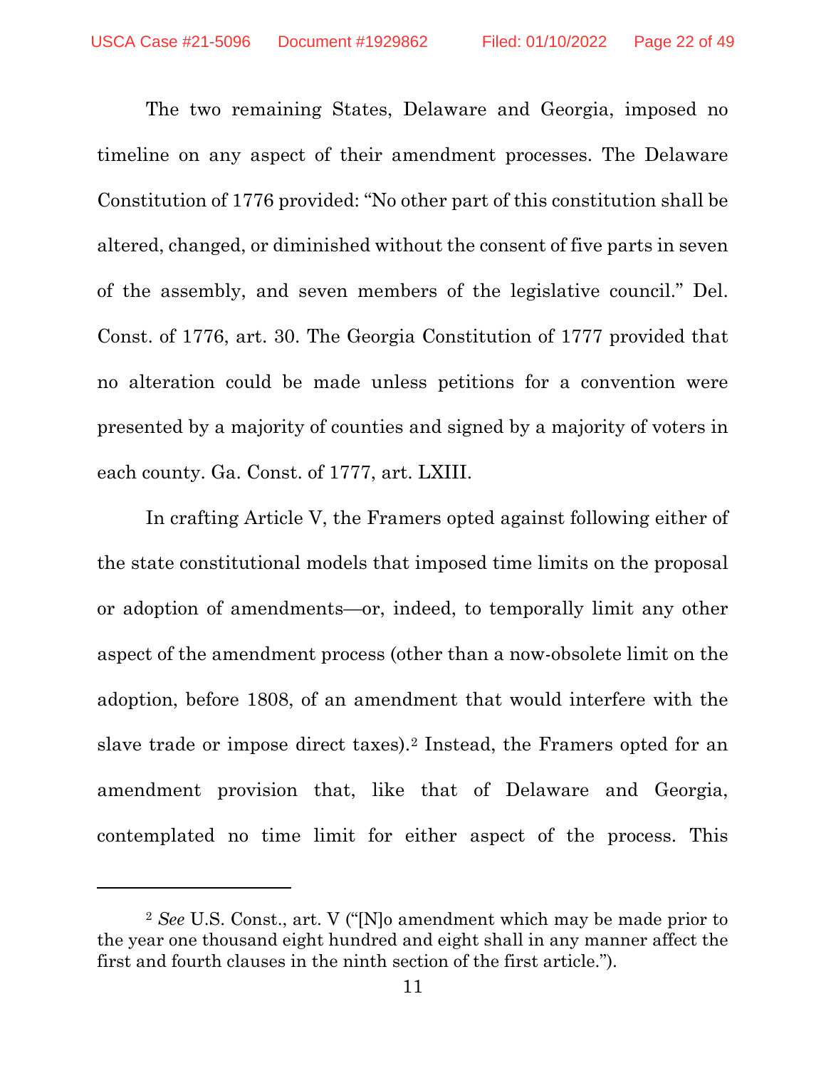The two remaining States, Delaware and Georgia, imposed no timeline on any aspect of their amendment processes. The Delaware Constitution of 1776 provided: "No other part of this constitution shall be altered, changed, or diminished without the consent of five parts in seven of the assembly, and seven members of the legislative council." Del. Const. of 1776, art. 30. The Georgia Constitution of 1777 provided that no alteration could be made unless petitions for a convention were presented by a majority of counties and signed by a majority of voters in each county. Ga. Const. of 1777, art. LXIII.

In crafting Article V, the Framers opted against following either of the state constitutional models that imposed time limits on the proposal or adoption of amendments—or, indeed, to temporally limit any other aspect of the amendment process (other than a now-obsolete limit on the adoption, before 1808, of an amendment that would interfere with the slave trade or impose direct taxes).[2] Instead, the Framers opted for an amendment provision that, like that of Delaware and Georgia, contemplated no time limit for either aspect of the process. This

---

[2] *See* U.S. Const., art. V ("[N]o amendment which may be made prior to the year one thousand eight hundred and eight shall in any manner affect the first and fourth clauses in the ninth section of the first article.").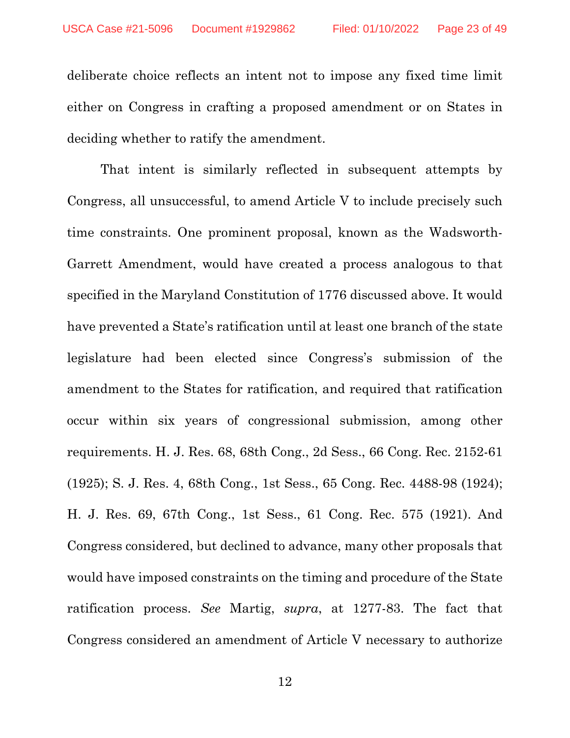deliberate choice reflects an intent not to impose any fixed time limit either on Congress in crafting a proposed amendment or on States in deciding whether to ratify the amendment.

That intent is similarly reflected in subsequent attempts by Congress, all unsuccessful, to amend Article V to include precisely such time constraints. One prominent proposal, known as the Wadsworth-Garrett Amendment, would have created a process analogous to that specified in the Maryland Constitution of 1776 discussed above. It would have prevented a State's ratification until at least one branch of the state legislature had been elected since Congress's submission of the amendment to the States for ratification, and required that ratification occur within six years of congressional submission, among other requirements. H. J. Res. 68, 68th Cong., 2d Sess., 66 Cong. Rec. 2152-61 (1925); S. J. Res. 4, 68th Cong., 1st Sess., 65 Cong. Rec. 4488-98 (1924); H. J. Res. 69, 67th Cong., 1st Sess., 61 Cong. Rec. 575 (1921). And Congress considered, but declined to advance, many other proposals that would have imposed constraints on the timing and procedure of the State ratification process. *See* Martig, *supra*, at 1277-83. The fact that Congress considered an amendment of Article V necessary to authorize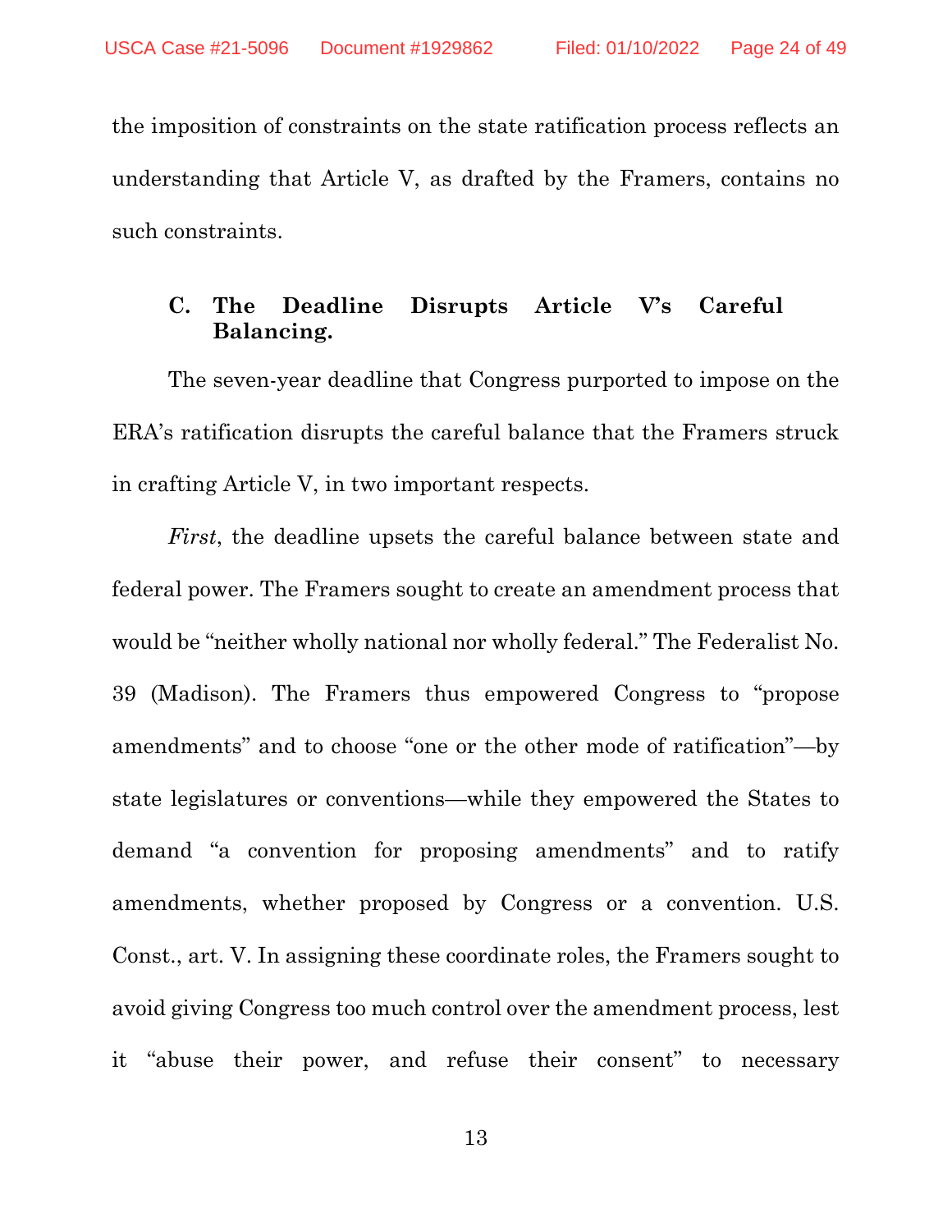the imposition of constraints on the state ratification process reflects an understanding that Article V, as drafted by the Framers, contains no such constraints.

### C. The Deadline Disrupts Article V's Careful Balancing.

The seven-year deadline that Congress purported to impose on the ERA's ratification disrupts the careful balance that the Framers struck in crafting Article V, in two important respects.

*First*, the deadline upsets the careful balance between state and federal power. The Framers sought to create an amendment process that would be "neither wholly national nor wholly federal." The Federalist No. 39 (Madison). The Framers thus empowered Congress to "propose amendments" and to choose "one or the other mode of ratification"—by state legislatures or conventions—while they empowered the States to demand "a convention for proposing amendments" and to ratify amendments, whether proposed by Congress or a convention. U.S. Const., art. V. In assigning these coordinate roles, the Framers sought to avoid giving Congress too much control over the amendment process, lest it "abuse their power, and refuse their consent" to necessary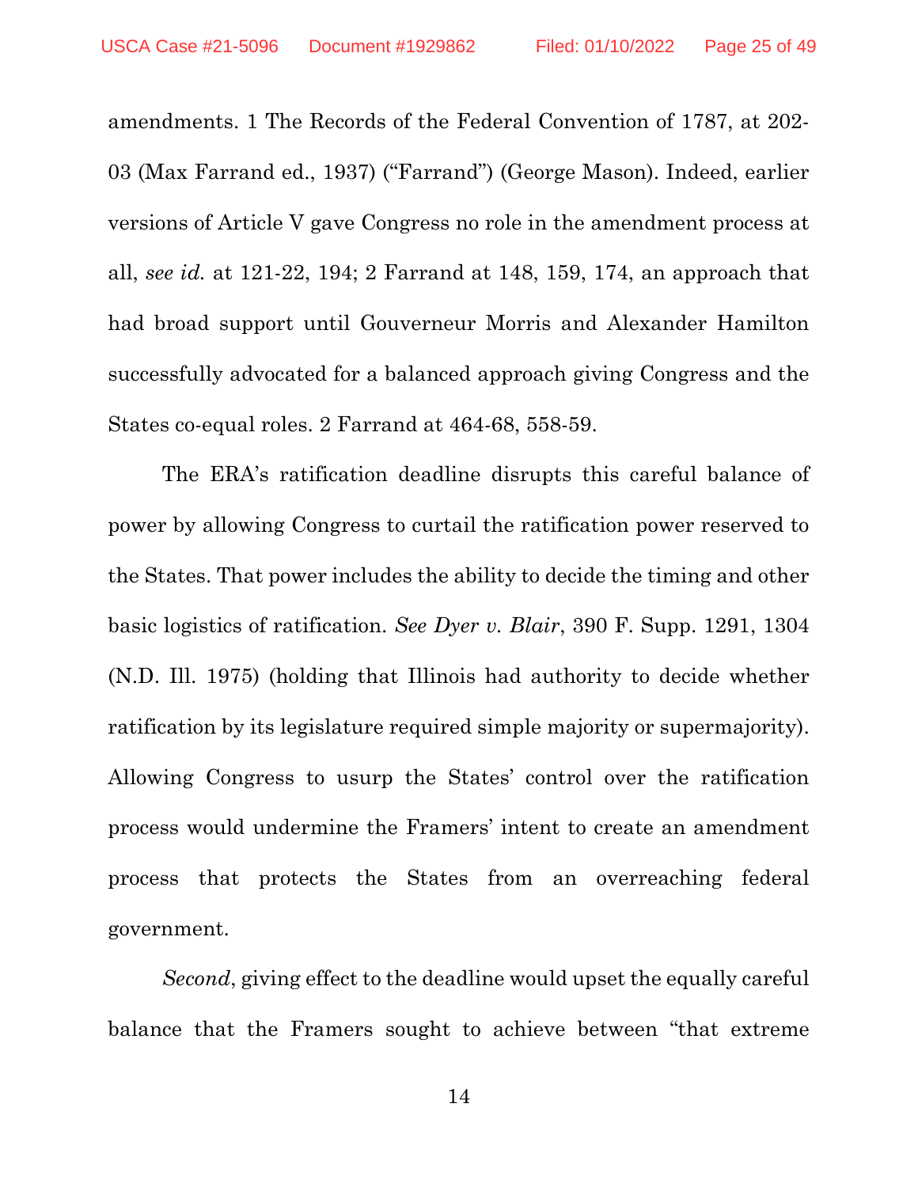amendments. 1 The Records of the Federal Convention of 1787, at 202-03 (Max Farrand ed., 1937) ("Farrand") (George Mason). Indeed, earlier versions of Article V gave Congress no role in the amendment process at all, *see id.* at 121-22, 194; 2 Farrand at 148, 159, 174, an approach that had broad support until Gouverneur Morris and Alexander Hamilton successfully advocated for a balanced approach giving Congress and the States co-equal roles. 2 Farrand at 464-68, 558-59.

The ERA's ratification deadline disrupts this careful balance of power by allowing Congress to curtail the ratification power reserved to the States. That power includes the ability to decide the timing and other basic logistics of ratification. *See Dyer v. Blair*, 390 F. Supp. 1291, 1304 (N.D. Ill. 1975) (holding that Illinois had authority to decide whether ratification by its legislature required simple majority or supermajority). Allowing Congress to usurp the States' control over the ratification process would undermine the Framers' intent to create an amendment process that protects the States from an overreaching federal government.

*Second*, giving effect to the deadline would upset the equally careful balance that the Framers sought to achieve between "that extreme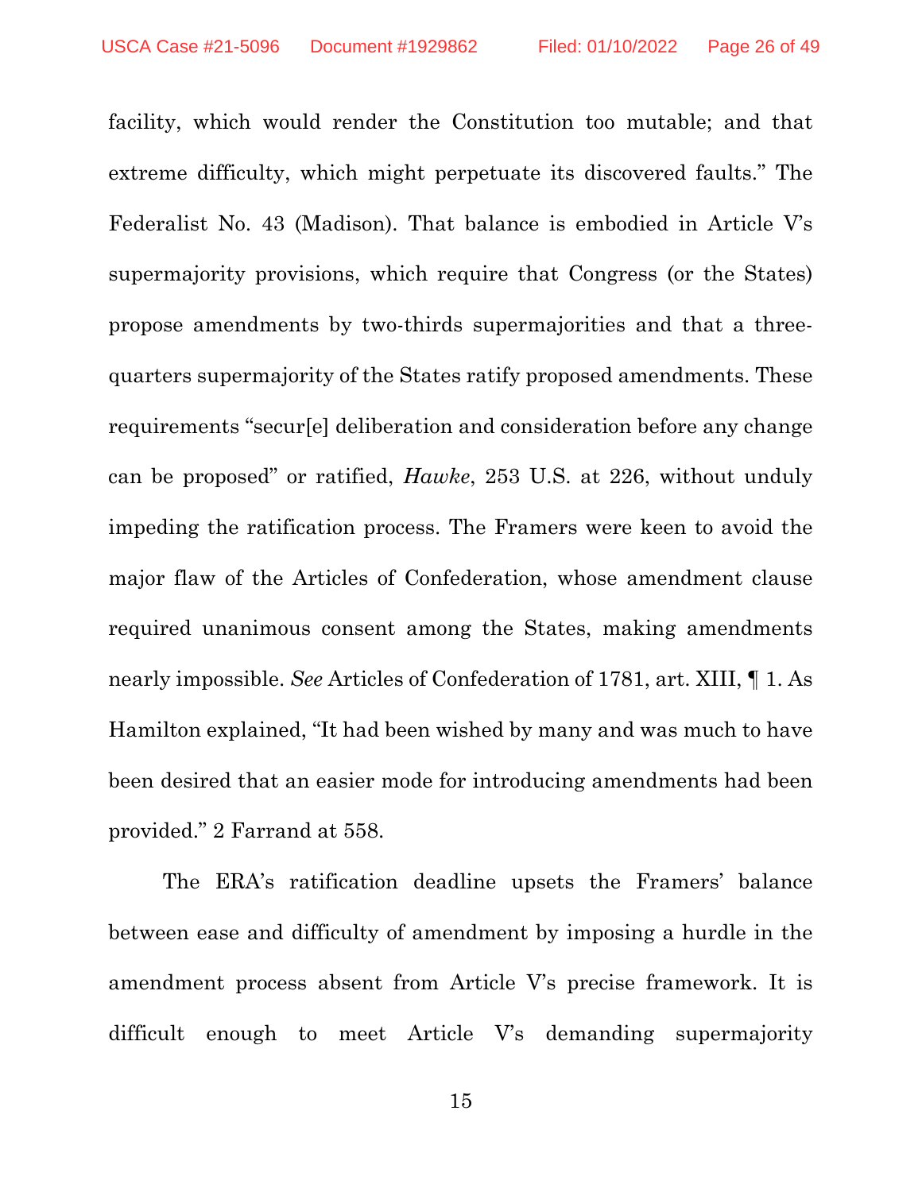facility, which would render the Constitution too mutable; and that extreme difficulty, which might perpetuate its discovered faults." The Federalist No. 43 (Madison). That balance is embodied in Article V's supermajority provisions, which require that Congress (or the States) propose amendments by two-thirds supermajorities and that a three-quarters supermajority of the States ratify proposed amendments. These requirements "secur[e] deliberation and consideration before any change can be proposed" or ratified, *Hawke*, 253 U.S. at 226, without unduly impeding the ratification process. The Framers were keen to avoid the major flaw of the Articles of Confederation, whose amendment clause required unanimous consent among the States, making amendments nearly impossible. *See* Articles of Confederation of 1781, art. XIII, ¶ 1. As Hamilton explained, "It had been wished by many and was much to have been desired that an easier mode for introducing amendments had been provided." 2 Farrand at 558.

The ERA's ratification deadline upsets the Framers' balance between ease and difficulty of amendment by imposing a hurdle in the amendment process absent from Article V's precise framework. It is difficult enough to meet Article V's demanding supermajority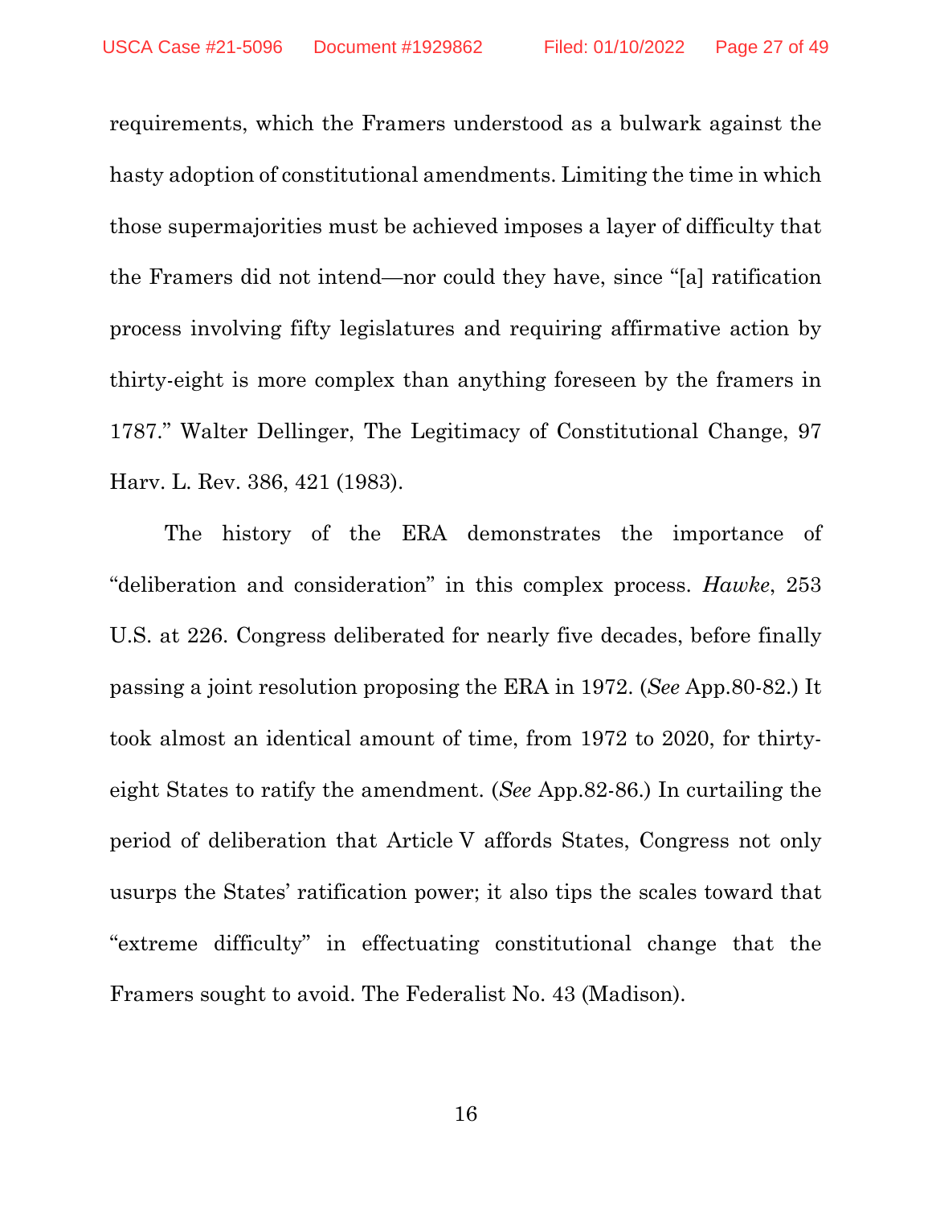requirements, which the Framers understood as a bulwark against the hasty adoption of constitutional amendments. Limiting the time in which those supermajorities must be achieved imposes a layer of difficulty that the Framers did not intend—nor could they have, since "[a] ratification process involving fifty legislatures and requiring affirmative action by thirty-eight is more complex than anything foreseen by the framers in 1787." Walter Dellinger, The Legitimacy of Constitutional Change, 97 Harv. L. Rev. 386, 421 (1983).

The history of the ERA demonstrates the importance of "deliberation and consideration" in this complex process. *Hawke*, 253 U.S. at 226. Congress deliberated for nearly five decades, before finally passing a joint resolution proposing the ERA in 1972. (*See* App.80-82.) It took almost an identical amount of time, from 1972 to 2020, for thirty-eight States to ratify the amendment. (*See* App.82-86.) In curtailing the period of deliberation that Article V affords States, Congress not only usurps the States' ratification power; it also tips the scales toward that "extreme difficulty" in effectuating constitutional change that the Framers sought to avoid. The Federalist No. 43 (Madison).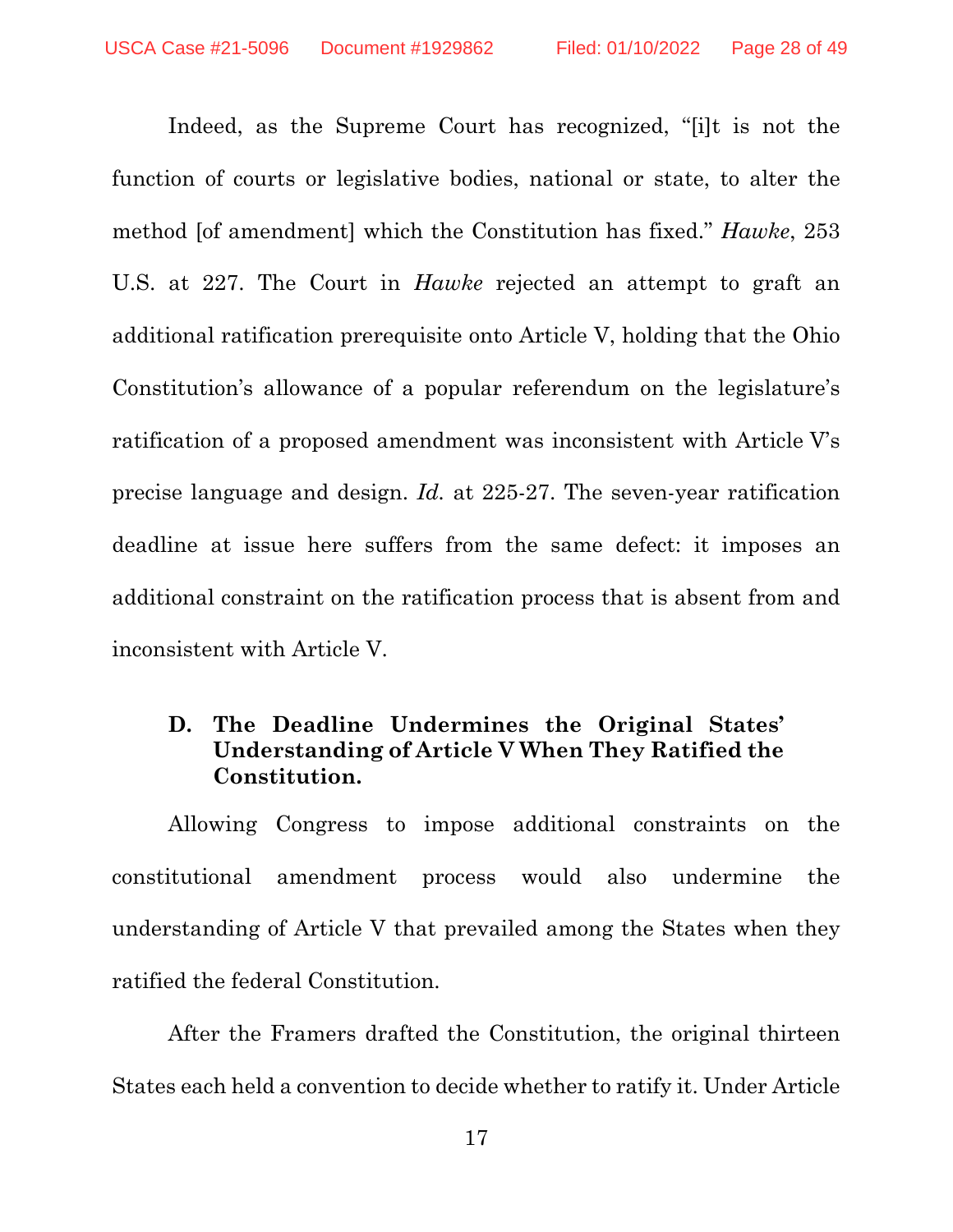Indeed, as the Supreme Court has recognized, "[i]t is not the function of courts or legislative bodies, national or state, to alter the method [of amendment] which the Constitution has fixed." *Hawke*, 253 U.S. at 227. The Court in *Hawke* rejected an attempt to graft an additional ratification prerequisite onto Article V, holding that the Ohio Constitution's allowance of a popular referendum on the legislature's ratification of a proposed amendment was inconsistent with Article V's precise language and design. *Id.* at 225-27. The seven-year ratification deadline at issue here suffers from the same defect: it imposes an additional constraint on the ratification process that is absent from and inconsistent with Article V.

### D. The Deadline Undermines the Original States' Understanding of Article V When They Ratified the Constitution.

Allowing Congress to impose additional constraints on the constitutional amendment process would also undermine the understanding of Article V that prevailed among the States when they ratified the federal Constitution.

After the Framers drafted the Constitution, the original thirteen States each held a convention to decide whether to ratify it. Under Article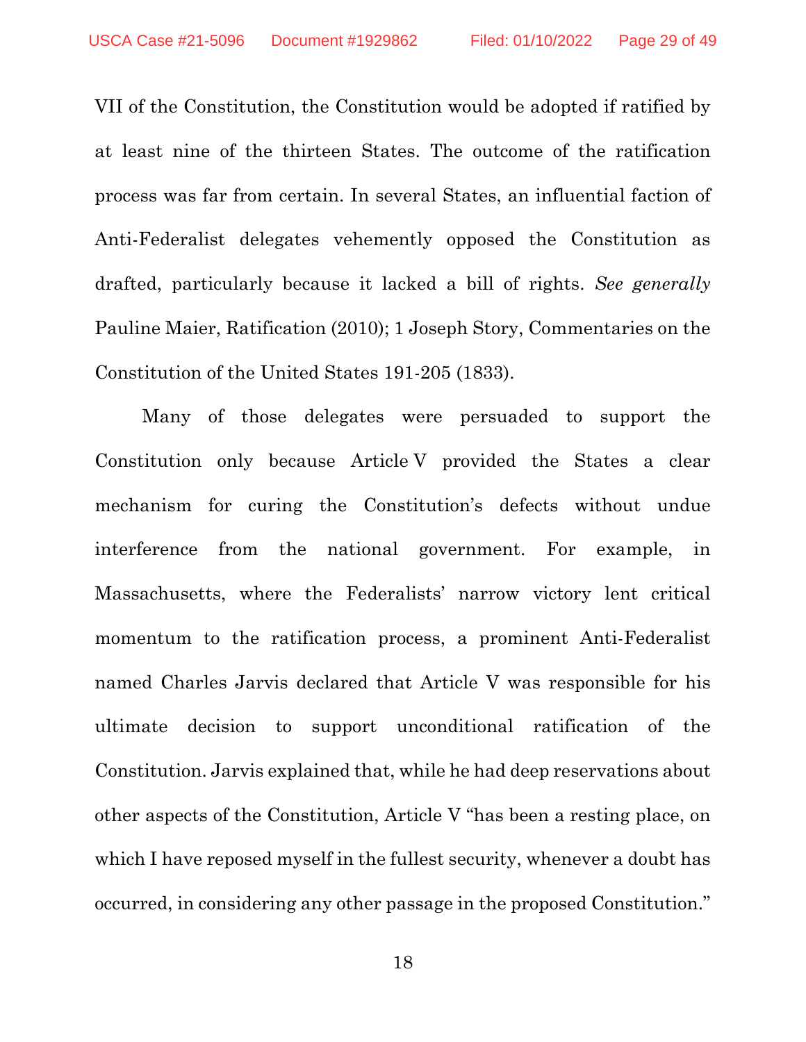VII of the Constitution, the Constitution would be adopted if ratified by at least nine of the thirteen States. The outcome of the ratification process was far from certain. In several States, an influential faction of Anti-Federalist delegates vehemently opposed the Constitution as drafted, particularly because it lacked a bill of rights. *See generally* Pauline Maier, Ratification (2010); 1 Joseph Story, Commentaries on the Constitution of the United States 191-205 (1833).

Many of those delegates were persuaded to support the Constitution only because Article V provided the States a clear mechanism for curing the Constitution's defects without undue interference from the national government. For example, in Massachusetts, where the Federalists' narrow victory lent critical momentum to the ratification process, a prominent Anti-Federalist named Charles Jarvis declared that Article V was responsible for his ultimate decision to support unconditional ratification of the Constitution. Jarvis explained that, while he had deep reservations about other aspects of the Constitution, Article V "has been a resting place, on which I have reposed myself in the fullest security, whenever a doubt has occurred, in considering any other passage in the proposed Constitution."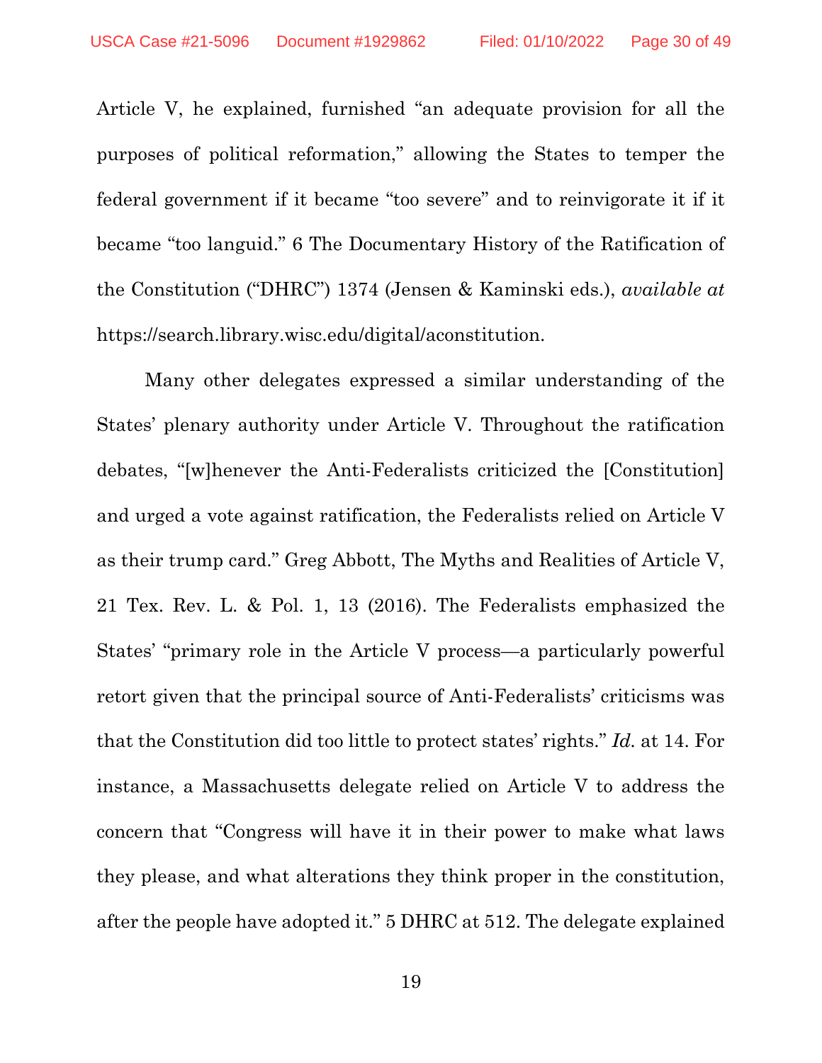Article V, he explained, furnished "an adequate provision for all the purposes of political reformation," allowing the States to temper the federal government if it became "too severe" and to reinvigorate it if it became "too languid." 6 The Documentary History of the Ratification of the Constitution ("DHRC") 1374 (Jensen & Kaminski eds.), *available at* https://search.library.wisc.edu/digital/aconstitution.

Many other delegates expressed a similar understanding of the States' plenary authority under Article V. Throughout the ratification debates, "[w]henever the Anti-Federalists criticized the [Constitution] and urged a vote against ratification, the Federalists relied on Article V as their trump card." Greg Abbott, The Myths and Realities of Article V, 21 Tex. Rev. L. & Pol. 1, 13 (2016). The Federalists emphasized the States' "primary role in the Article V process—a particularly powerful retort given that the principal source of Anti-Federalists' criticisms was that the Constitution did too little to protect states' rights." *Id.* at 14. For instance, a Massachusetts delegate relied on Article V to address the concern that "Congress will have it in their power to make what laws they please, and what alterations they think proper in the constitution, after the people have adopted it." 5 DHRC at 512. The delegate explained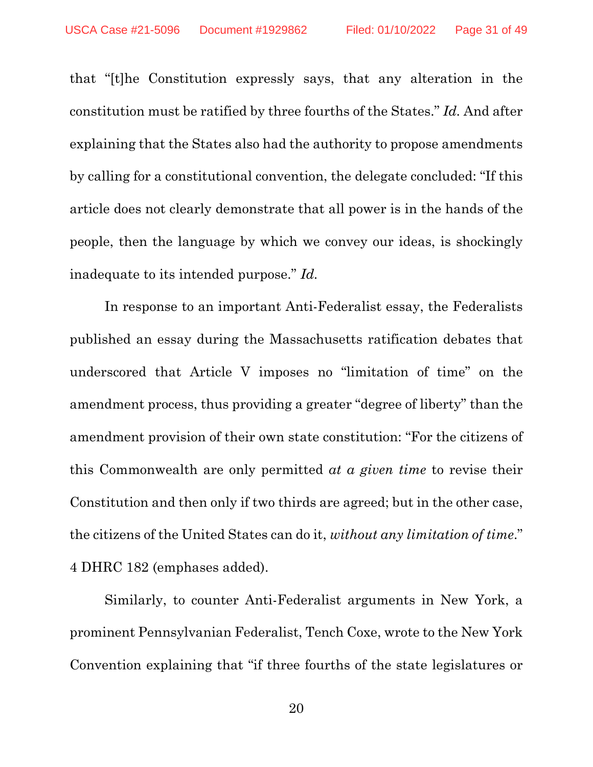that "[t]he Constitution expressly says, that any alteration in the constitution must be ratified by three fourths of the States." *Id.* And after explaining that the States also had the authority to propose amendments by calling for a constitutional convention, the delegate concluded: "If this article does not clearly demonstrate that all power is in the hands of the people, then the language by which we convey our ideas, is shockingly inadequate to its intended purpose." *Id.*

In response to an important Anti-Federalist essay, the Federalists published an essay during the Massachusetts ratification debates that underscored that Article V imposes no "limitation of time" on the amendment process, thus providing a greater "degree of liberty" than the amendment provision of their own state constitution: "For the citizens of this Commonwealth are only permitted *at a given time* to revise their Constitution and then only if two thirds are agreed; but in the other case, the citizens of the United States can do it, *without any limitation of time*." 4 DHRC 182 (emphases added).

Similarly, to counter Anti-Federalist arguments in New York, a prominent Pennsylvanian Federalist, Tench Coxe, wrote to the New York Convention explaining that "if three fourths of the state legislatures or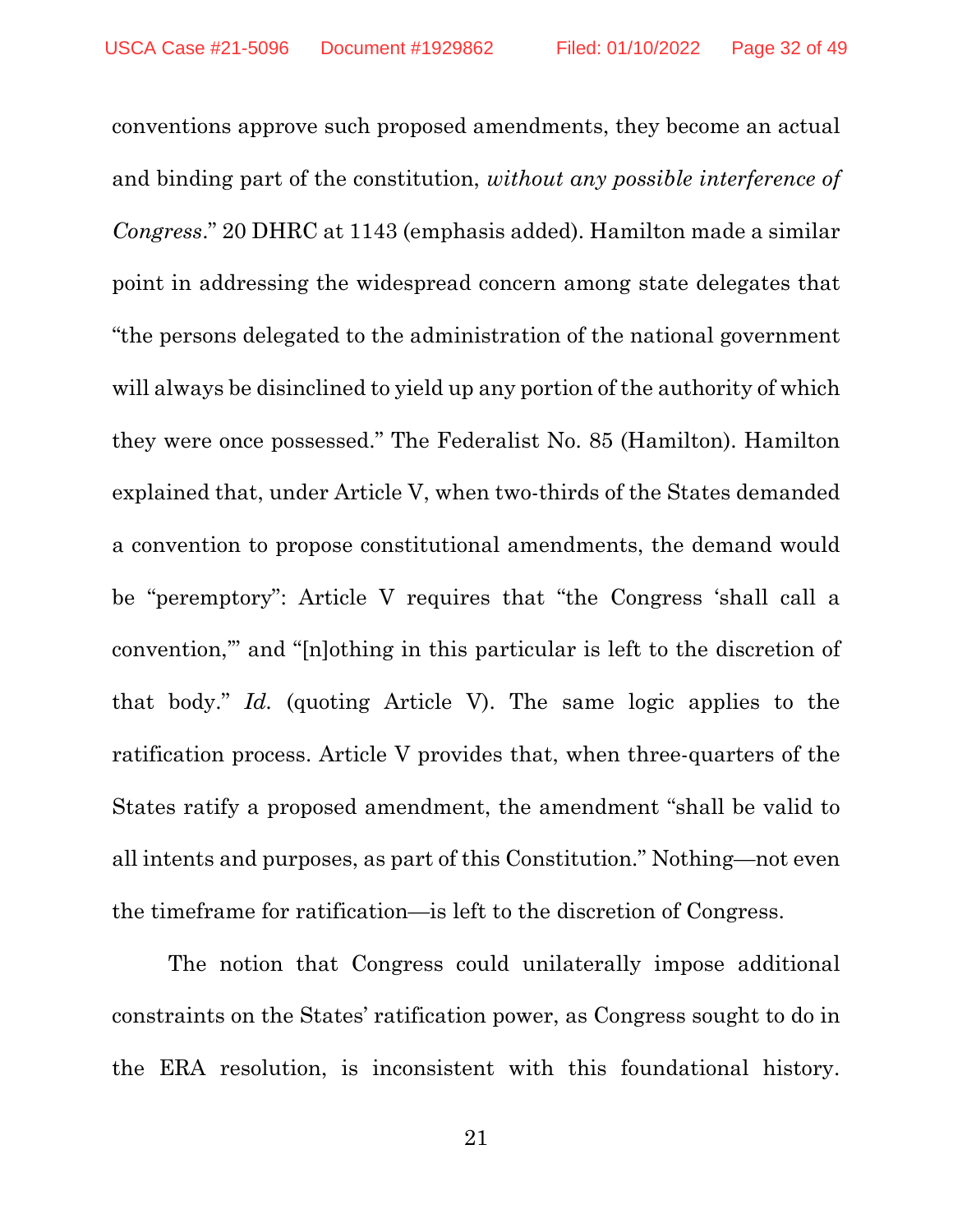conventions approve such proposed amendments, they become an actual and binding part of the constitution, *without any possible interference of Congress*." 20 DHRC at 1143 (emphasis added). Hamilton made a similar point in addressing the widespread concern among state delegates that "the persons delegated to the administration of the national government will always be disinclined to yield up any portion of the authority of which they were once possessed." The Federalist No. 85 (Hamilton). Hamilton explained that, under Article V, when two-thirds of the States demanded a convention to propose constitutional amendments, the demand would be "peremptory": Article V requires that "the Congress 'shall call a convention,'" and "[n]othing in this particular is left to the discretion of that body." *Id.* (quoting Article V). The same logic applies to the ratification process. Article V provides that, when three-quarters of the States ratify a proposed amendment, the amendment "shall be valid to all intents and purposes, as part of this Constitution." Nothing—not even the timeframe for ratification—is left to the discretion of Congress.

The notion that Congress could unilaterally impose additional constraints on the States' ratification power, as Congress sought to do in the ERA resolution, is inconsistent with this foundational history.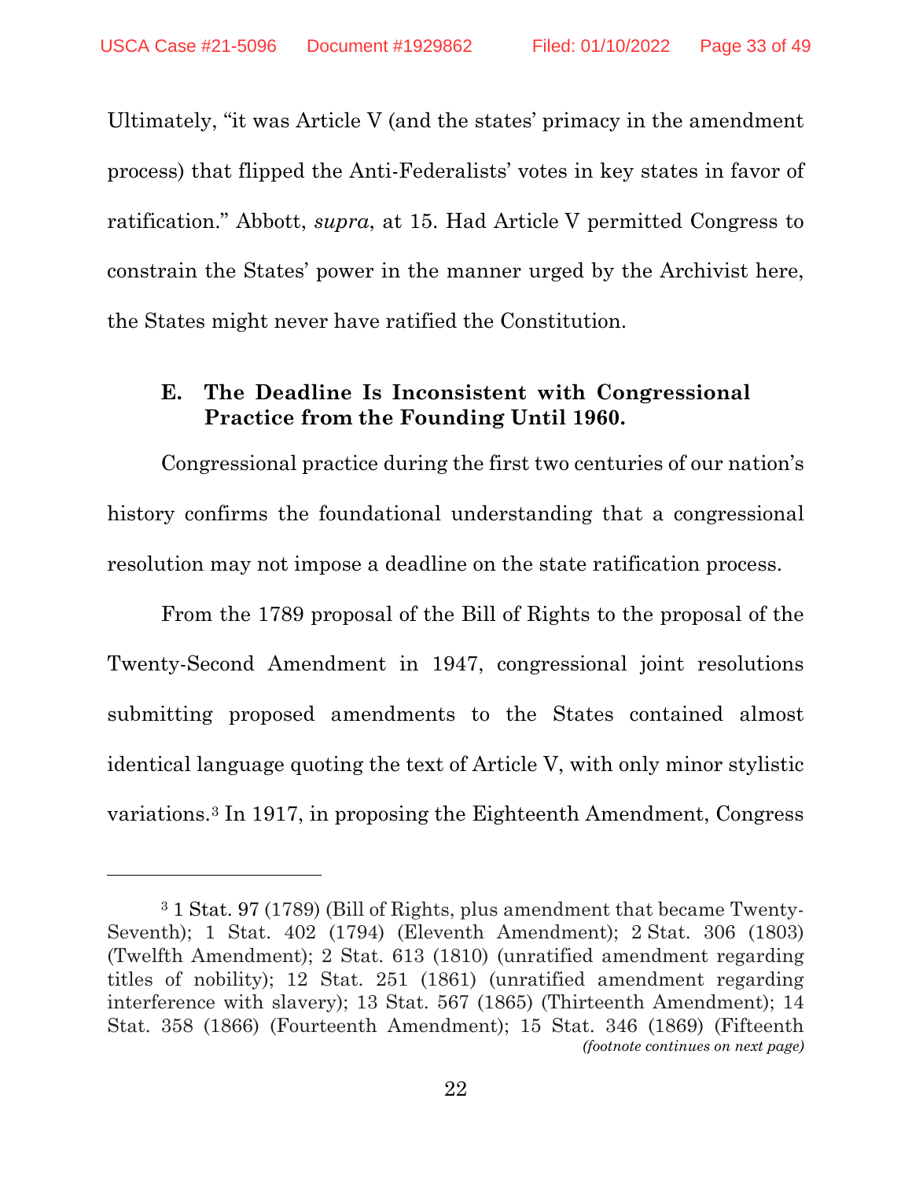Ultimately, "it was Article V (and the states' primacy in the amendment process) that flipped the Anti-Federalists' votes in key states in favor of ratification." Abbott, *supra*, at 15. Had Article V permitted Congress to constrain the States' power in the manner urged by the Archivist here, the States might never have ratified the Constitution.

### E. The Deadline Is Inconsistent with Congressional Practice from the Founding Until 1960.

Congressional practice during the first two centuries of our nation's history confirms the foundational understanding that a congressional resolution may not impose a deadline on the state ratification process.

From the 1789 proposal of the Bill of Rights to the proposal of the Twenty-Second Amendment in 1947, congressional joint resolutions submitting proposed amendments to the States contained almost identical language quoting the text of Article V, with only minor stylistic variations.[3] In 1917, in proposing the Eighteenth Amendment, Congress

---

[3] 1 Stat. 97 (1789) (Bill of Rights, plus amendment that became Twenty-Seventh); 1 Stat. 402 (1794) (Eleventh Amendment); 2 Stat. 306 (1803) (Twelfth Amendment); 2 Stat. 613 (1810) (unratified amendment regarding titles of nobility); 12 Stat. 251 (1861) (unratified amendment regarding interference with slavery); 13 Stat. 567 (1865) (Thirteenth Amendment); 14 Stat. 358 (1866) (Fourteenth Amendment); 15 Stat. 346 (1869) (Fifteenth *(footnote continues on next page)*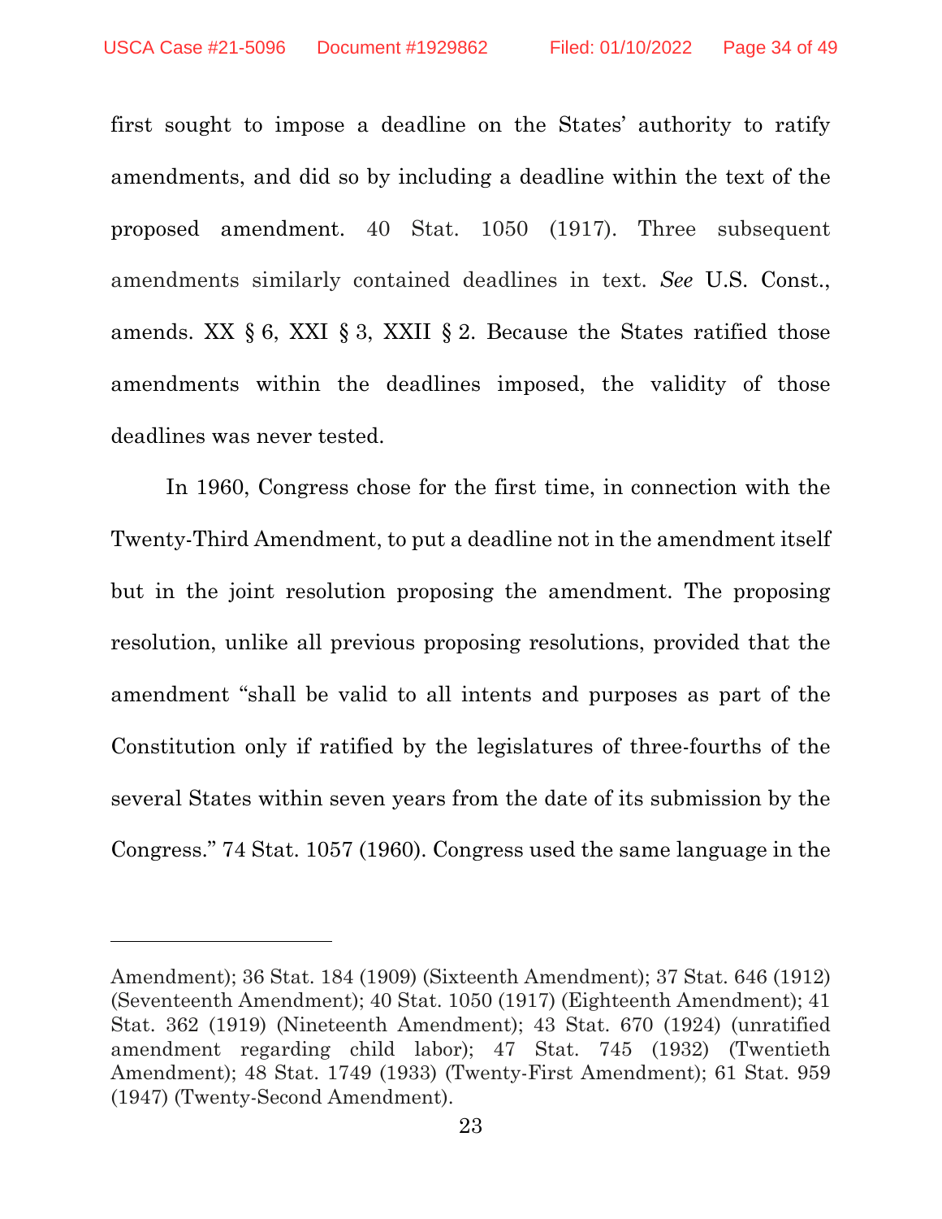first sought to impose a deadline on the States' authority to ratify amendments, and did so by including a deadline within the text of the proposed amendment. 40 Stat. 1050 (1917). Three subsequent amendments similarly contained deadlines in text. *See* U.S. Const., amends. XX § 6, XXI § 3, XXII § 2. Because the States ratified those amendments within the deadlines imposed, the validity of those deadlines was never tested.

In 1960, Congress chose for the first time, in connection with the Twenty-Third Amendment, to put a deadline not in the amendment itself but in the joint resolution proposing the amendment. The proposing resolution, unlike all previous proposing resolutions, provided that the amendment "shall be valid to all intents and purposes as part of the Constitution only if ratified by the legislatures of three-fourths of the several States within seven years from the date of its submission by the Congress." 74 Stat. 1057 (1960). Congress used the same language in the

---

Amendment); 36 Stat. 184 (1909) (Sixteenth Amendment); 37 Stat. 646 (1912) (Seventeenth Amendment); 40 Stat. 1050 (1917) (Eighteenth Amendment); 41 Stat. 362 (1919) (Nineteenth Amendment); 43 Stat. 670 (1924) (unratified amendment regarding child labor); 47 Stat. 745 (1932) (Twentieth Amendment); 48 Stat. 1749 (1933) (Twenty-First Amendment); 61 Stat. 959 (1947) (Twenty-Second Amendment).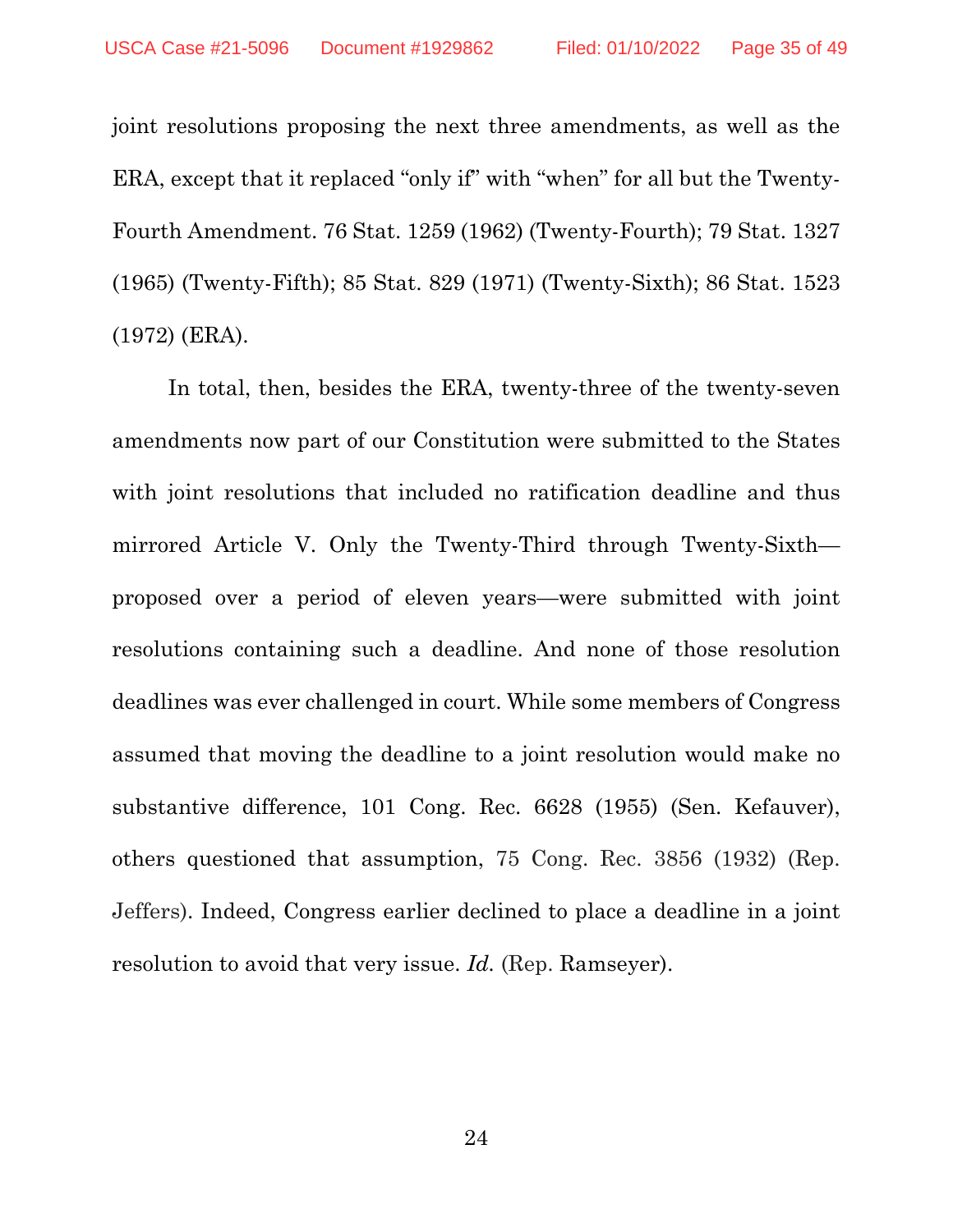joint resolutions proposing the next three amendments, as well as the ERA, except that it replaced "only if" with "when" for all but the Twenty-Fourth Amendment. 76 Stat. 1259 (1962) (Twenty-Fourth); 79 Stat. 1327 (1965) (Twenty-Fifth); 85 Stat. 829 (1971) (Twenty-Sixth); 86 Stat. 1523 (1972) (ERA).

In total, then, besides the ERA, twenty-three of the twenty-seven amendments now part of our Constitution were submitted to the States with joint resolutions that included no ratification deadline and thus mirrored Article V. Only the Twenty-Third through Twenty-Sixth—proposed over a period of eleven years—were submitted with joint resolutions containing such a deadline. And none of those resolution deadlines was ever challenged in court. While some members of Congress assumed that moving the deadline to a joint resolution would make no substantive difference, 101 Cong. Rec. 6628 (1955) (Sen. Kefauver), others questioned that assumption, 75 Cong. Rec. 3856 (1932) (Rep. Jeffers). Indeed, Congress earlier declined to place a deadline in a joint resolution to avoid that very issue. *Id.* (Rep. Ramseyer).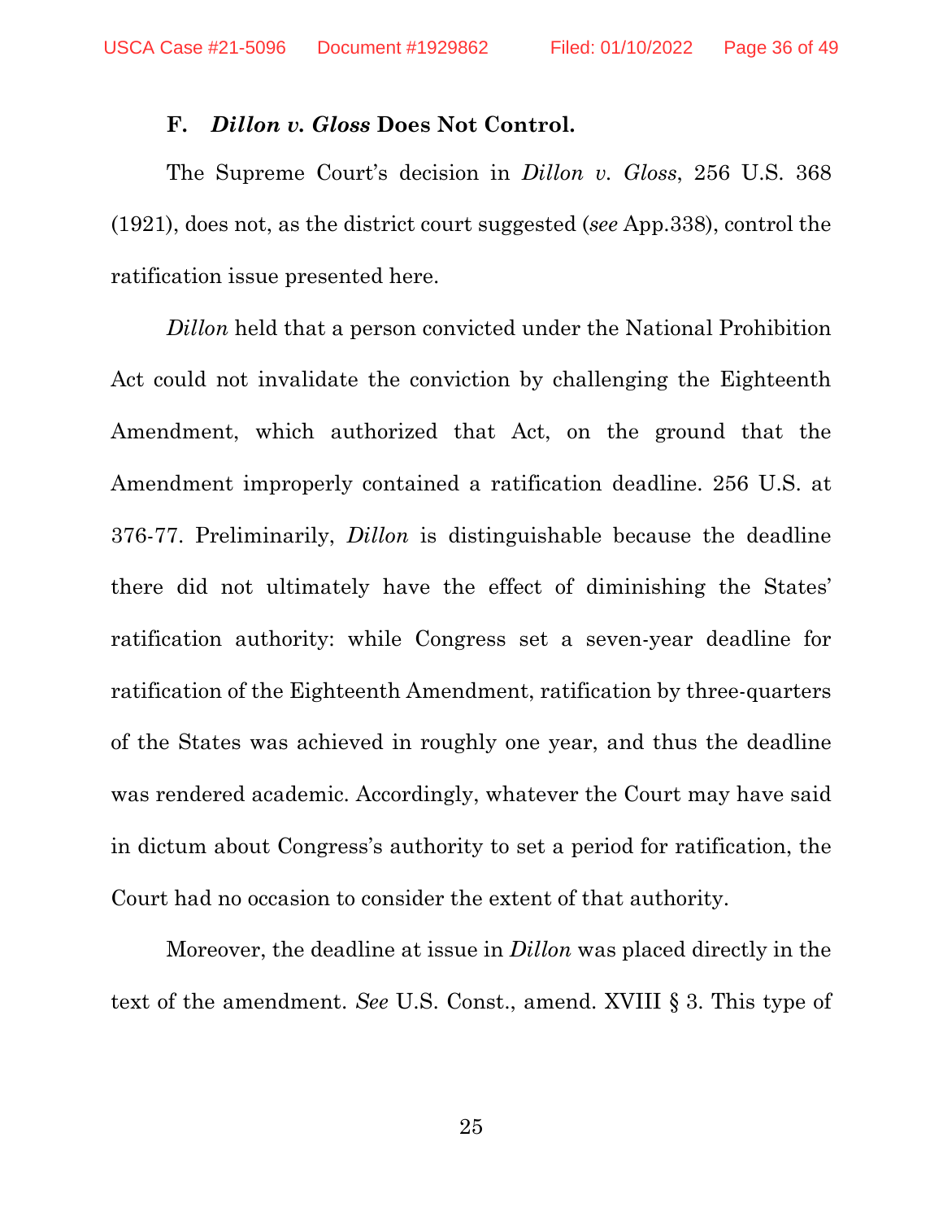### F. *Dillon v. Gloss* Does Not Control.

The Supreme Court's decision in *Dillon v. Gloss*, 256 U.S. 368 (1921), does not, as the district court suggested (*see* App.338), control the ratification issue presented here.

*Dillon* held that a person convicted under the National Prohibition Act could not invalidate the conviction by challenging the Eighteenth Amendment, which authorized that Act, on the ground that the Amendment improperly contained a ratification deadline. 256 U.S. at 376-77. Preliminarily, *Dillon* is distinguishable because the deadline there did not ultimately have the effect of diminishing the States' ratification authority: while Congress set a seven-year deadline for ratification of the Eighteenth Amendment, ratification by three-quarters of the States was achieved in roughly one year, and thus the deadline was rendered academic. Accordingly, whatever the Court may have said in dictum about Congress's authority to set a period for ratification, the Court had no occasion to consider the extent of that authority.

Moreover, the deadline at issue in *Dillon* was placed directly in the text of the amendment. *See* U.S. Const., amend. XVIII § 3. This type of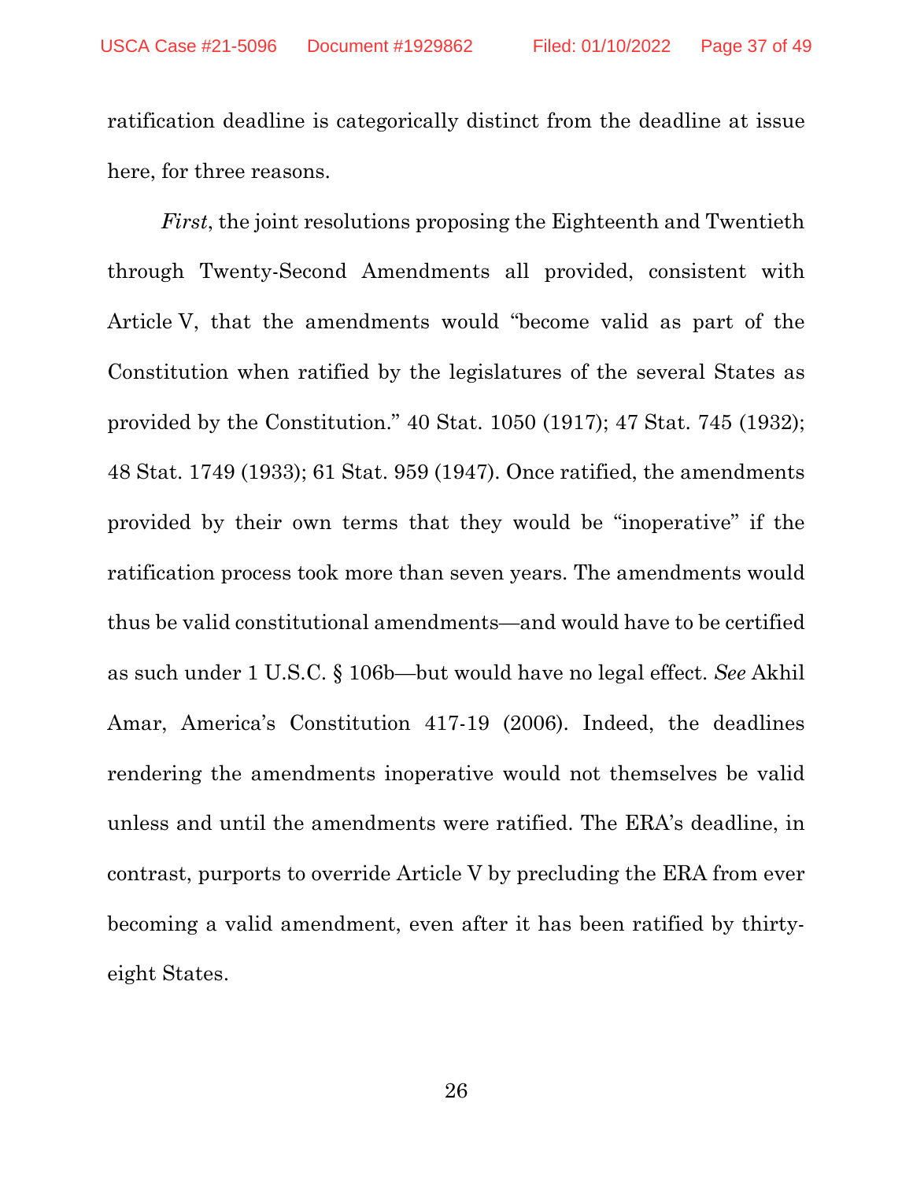ratification deadline is categorically distinct from the deadline at issue here, for three reasons.

*First*, the joint resolutions proposing the Eighteenth and Twentieth through Twenty-Second Amendments all provided, consistent with Article V, that the amendments would "become valid as part of the Constitution when ratified by the legislatures of the several States as provided by the Constitution." 40 Stat. 1050 (1917); 47 Stat. 745 (1932); 48 Stat. 1749 (1933); 61 Stat. 959 (1947). Once ratified, the amendments provided by their own terms that they would be "inoperative" if the ratification process took more than seven years. The amendments would thus be valid constitutional amendments—and would have to be certified as such under 1 U.S.C. § 106b—but would have no legal effect. *See* Akhil Amar, America's Constitution 417-19 (2006). Indeed, the deadlines rendering the amendments inoperative would not themselves be valid unless and until the amendments were ratified. The ERA's deadline, in contrast, purports to override Article V by precluding the ERA from ever becoming a valid amendment, even after it has been ratified by thirty-eight States.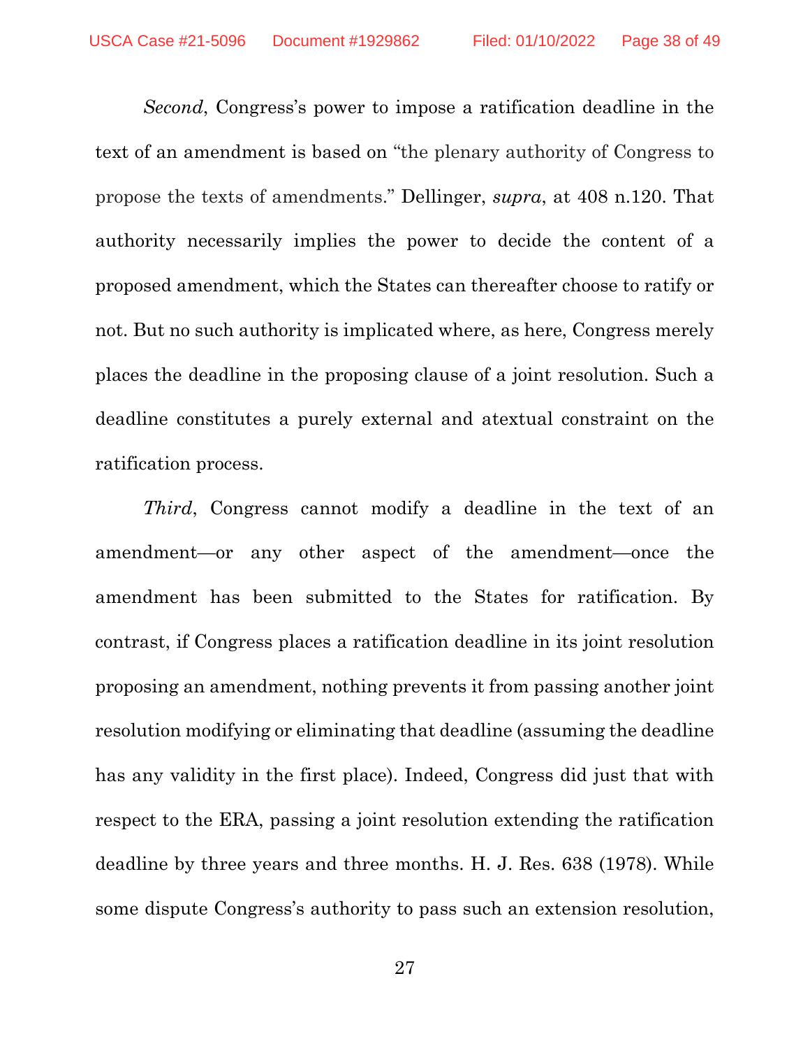*Second*, Congress's power to impose a ratification deadline in the text of an amendment is based on "the plenary authority of Congress to propose the texts of amendments." Dellinger, *supra*, at 408 n.120. That authority necessarily implies the power to decide the content of a proposed amendment, which the States can thereafter choose to ratify or not. But no such authority is implicated where, as here, Congress merely places the deadline in the proposing clause of a joint resolution. Such a deadline constitutes a purely external and atextual constraint on the ratification process.

*Third*, Congress cannot modify a deadline in the text of an amendment—or any other aspect of the amendment—once the amendment has been submitted to the States for ratification. By contrast, if Congress places a ratification deadline in its joint resolution proposing an amendment, nothing prevents it from passing another joint resolution modifying or eliminating that deadline (assuming the deadline has any validity in the first place). Indeed, Congress did just that with respect to the ERA, passing a joint resolution extending the ratification deadline by three years and three months. H. J. Res. 638 (1978). While some dispute Congress's authority to pass such an extension resolution,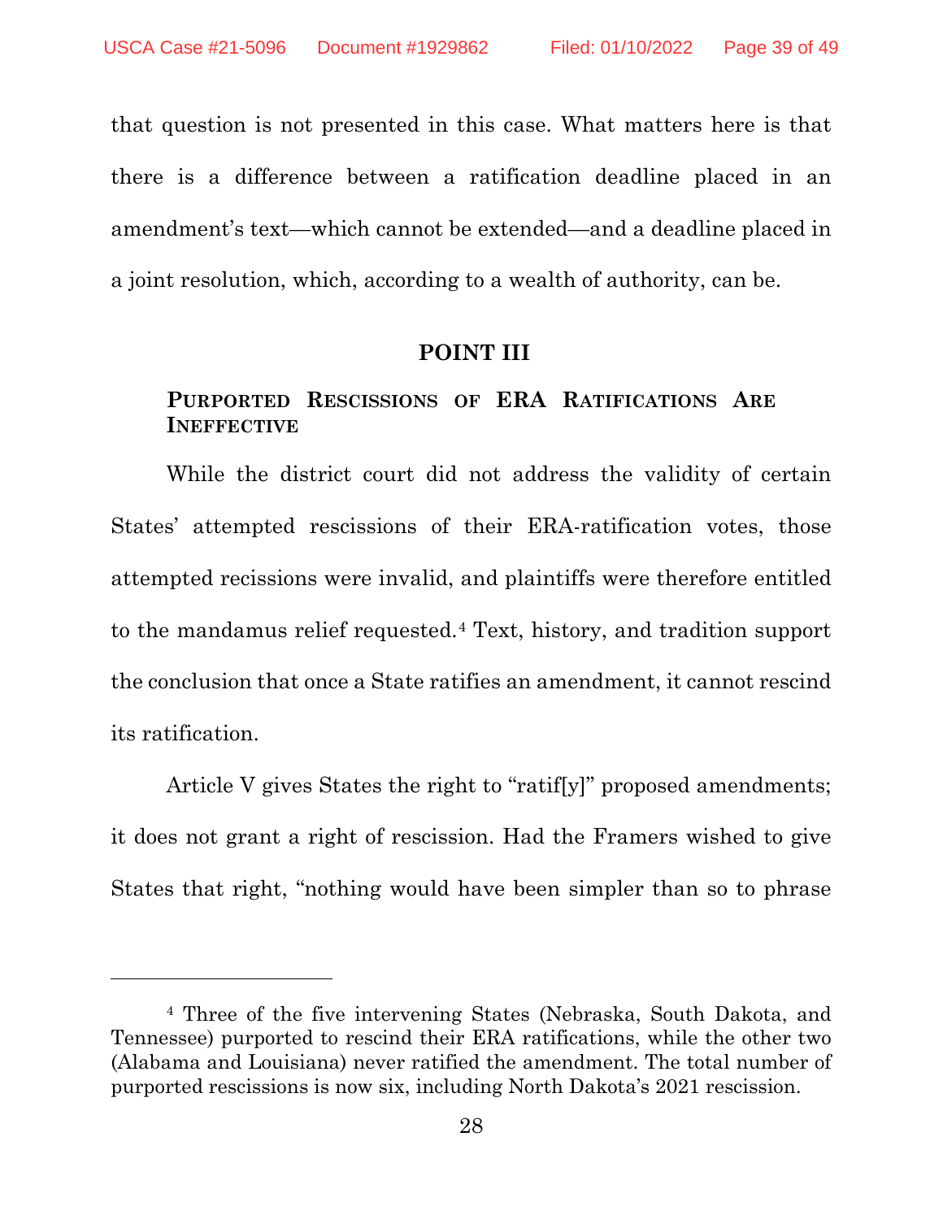that question is not presented in this case. What matters here is that there is a difference between a ratification deadline placed in an amendment's text—which cannot be extended—and a deadline placed in a joint resolution, which, according to a wealth of authority, can be.

## POINT III

### PURPORTED RESCISSIONS OF ERA RATIFICATIONS ARE INEFFECTIVE

While the district court did not address the validity of certain States' attempted rescissions of their ERA-ratification votes, those attempted recissions were invalid, and plaintiffs were therefore entitled to the mandamus relief requested.[4] Text, history, and tradition support the conclusion that once a State ratifies an amendment, it cannot rescind its ratification.

Article V gives States the right to "ratif[y]" proposed amendments; it does not grant a right of rescission. Had the Framers wished to give States that right, "nothing would have been simpler than so to phrase

---

[4] Three of the five intervening States (Nebraska, South Dakota, and Tennessee) purported to rescind their ERA ratifications, while the other two (Alabama and Louisiana) never ratified the amendment. The total number of purported rescissions is now six, including North Dakota's 2021 rescission.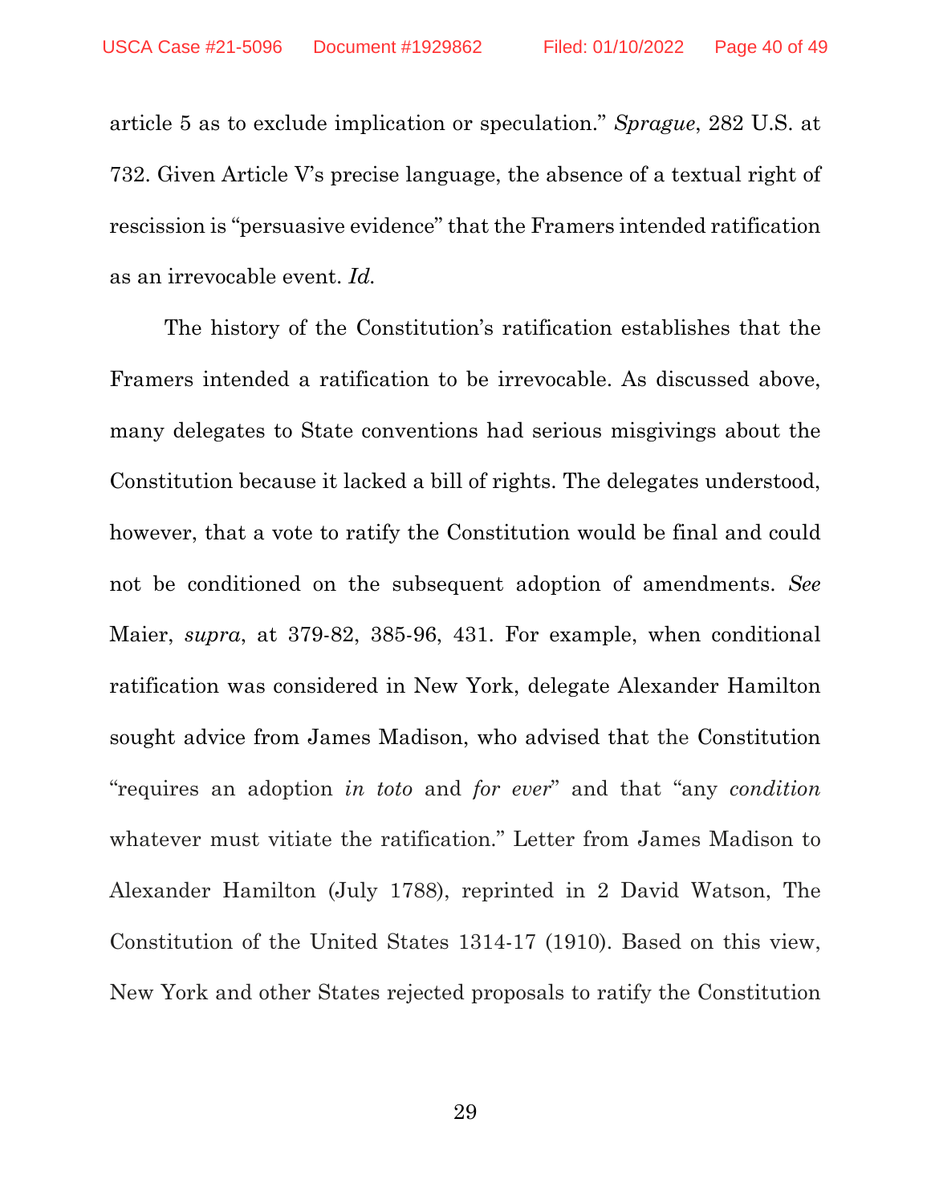article 5 as to exclude implication or speculation." *Sprague*, 282 U.S. at 732. Given Article V's precise language, the absence of a textual right of rescission is "persuasive evidence" that the Framers intended ratification as an irrevocable event. *Id.*

The history of the Constitution's ratification establishes that the Framers intended a ratification to be irrevocable. As discussed above, many delegates to State conventions had serious misgivings about the Constitution because it lacked a bill of rights. The delegates understood, however, that a vote to ratify the Constitution would be final and could not be conditioned on the subsequent adoption of amendments. *See* Maier, *supra*, at 379-82, 385-96, 431. For example, when conditional ratification was considered in New York, delegate Alexander Hamilton sought advice from James Madison, who advised that the Constitution "requires an adoption *in toto* and *for ever*" and that "any *condition* whatever must vitiate the ratification." Letter from James Madison to Alexander Hamilton (July 1788), reprinted in 2 David Watson, The Constitution of the United States 1314-17 (1910). Based on this view, New York and other States rejected proposals to ratify the Constitution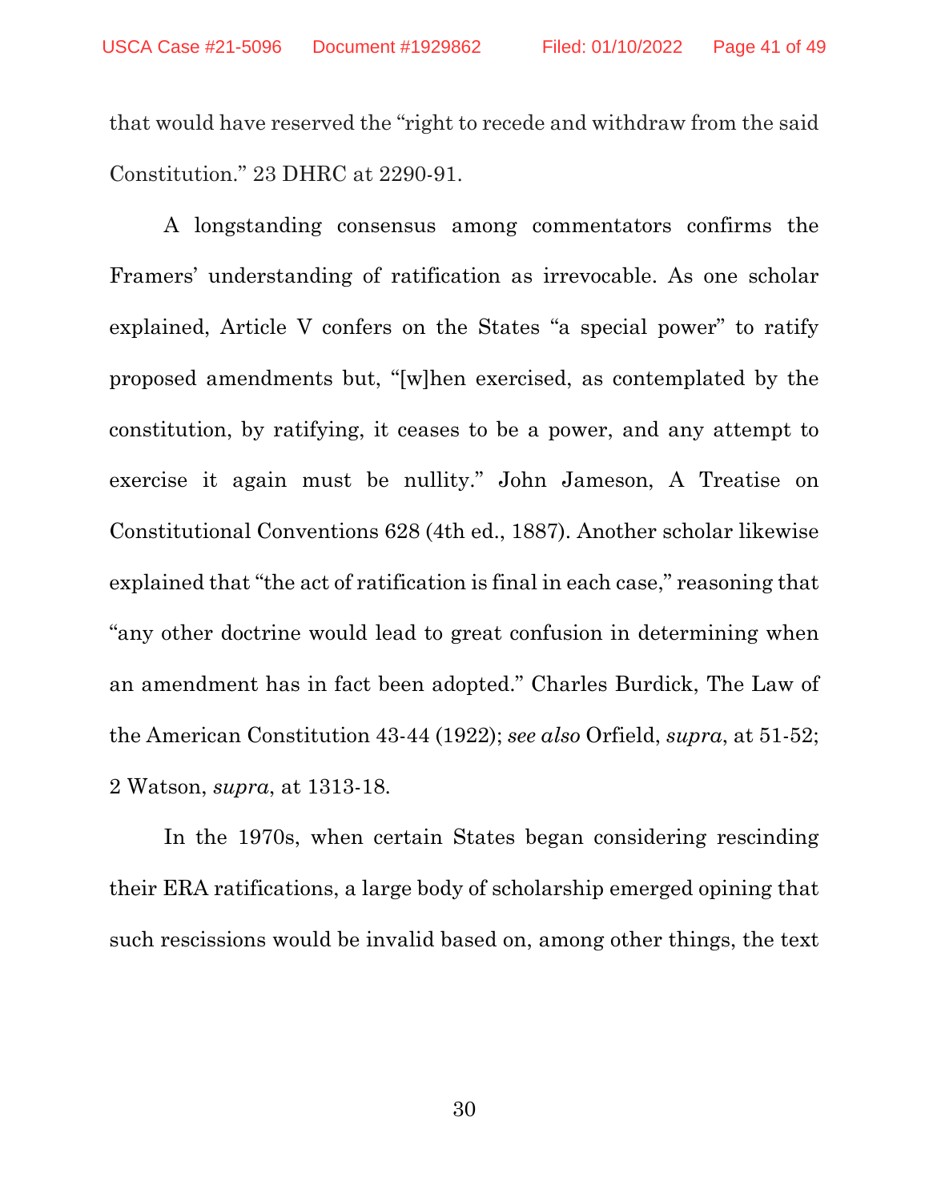that would have reserved the "right to recede and withdraw from the said Constitution." 23 DHRC at 2290-91.

A longstanding consensus among commentators confirms the Framers' understanding of ratification as irrevocable. As one scholar explained, Article V confers on the States "a special power" to ratify proposed amendments but, "[w]hen exercised, as contemplated by the constitution, by ratifying, it ceases to be a power, and any attempt to exercise it again must be nullity." John Jameson, A Treatise on Constitutional Conventions 628 (4th ed., 1887). Another scholar likewise explained that "the act of ratification is final in each case," reasoning that "any other doctrine would lead to great confusion in determining when an amendment has in fact been adopted." Charles Burdick, The Law of the American Constitution 43-44 (1922); *see also* Orfield, *supra*, at 51-52; 2 Watson, *supra*, at 1313-18.

In the 1970s, when certain States began considering rescinding their ERA ratifications, a large body of scholarship emerged opining that such rescissions would be invalid based on, among other things, the text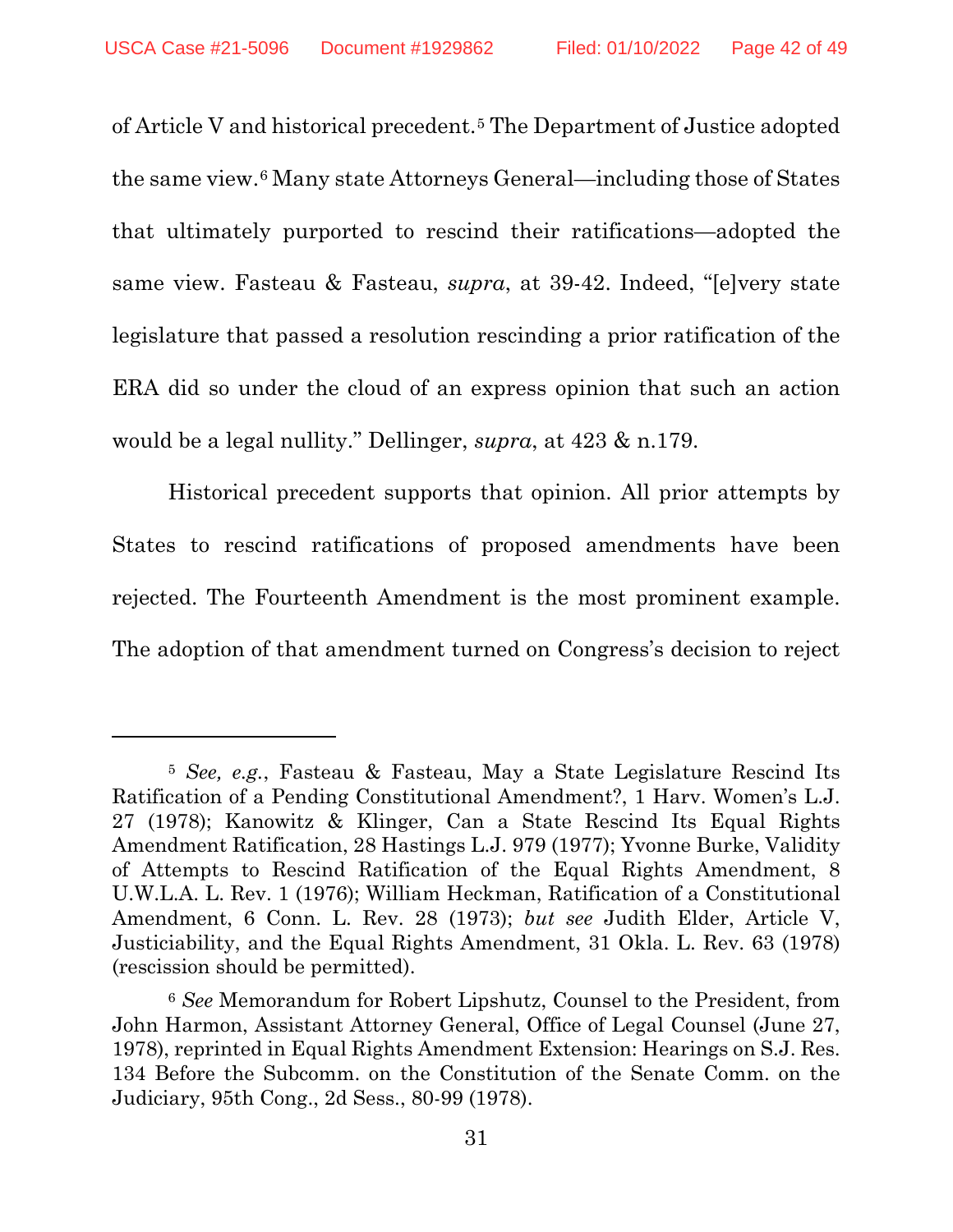of Article V and historical precedent.[5] The Department of Justice adopted the same view.[6] Many state Attorneys General—including those of States that ultimately purported to rescind their ratifications—adopted the same view. Fasteau & Fasteau, *supra*, at 39-42. Indeed, "[e]very state legislature that passed a resolution rescinding a prior ratification of the ERA did so under the cloud of an express opinion that such an action would be a legal nullity." Dellinger, *supra*, at 423 & n.179.

Historical precedent supports that opinion. All prior attempts by States to rescind ratifications of proposed amendments have been rejected. The Fourteenth Amendment is the most prominent example. The adoption of that amendment turned on Congress's decision to reject

---

[5] *See, e.g.*, Fasteau & Fasteau, May a State Legislature Rescind Its Ratification of a Pending Constitutional Amendment?, 1 Harv. Women's L.J. 27 (1978); Kanowitz & Klinger, Can a State Rescind Its Equal Rights Amendment Ratification, 28 Hastings L.J. 979 (1977); Yvonne Burke, Validity of Attempts to Rescind Ratification of the Equal Rights Amendment, 8 U.W.L.A. L. Rev. 1 (1976); William Heckman, Ratification of a Constitutional Amendment, 6 Conn. L. Rev. 28 (1973); *but see* Judith Elder, Article V, Justiciability, and the Equal Rights Amendment, 31 Okla. L. Rev. 63 (1978) (rescission should be permitted).

[6] *See* Memorandum for Robert Lipshutz, Counsel to the President, from John Harmon, Assistant Attorney General, Office of Legal Counsel (June 27, 1978), reprinted in Equal Rights Amendment Extension: Hearings on S.J. Res. 134 Before the Subcomm. on the Constitution of the Senate Comm. on the Judiciary, 95th Cong., 2d Sess., 80-99 (1978).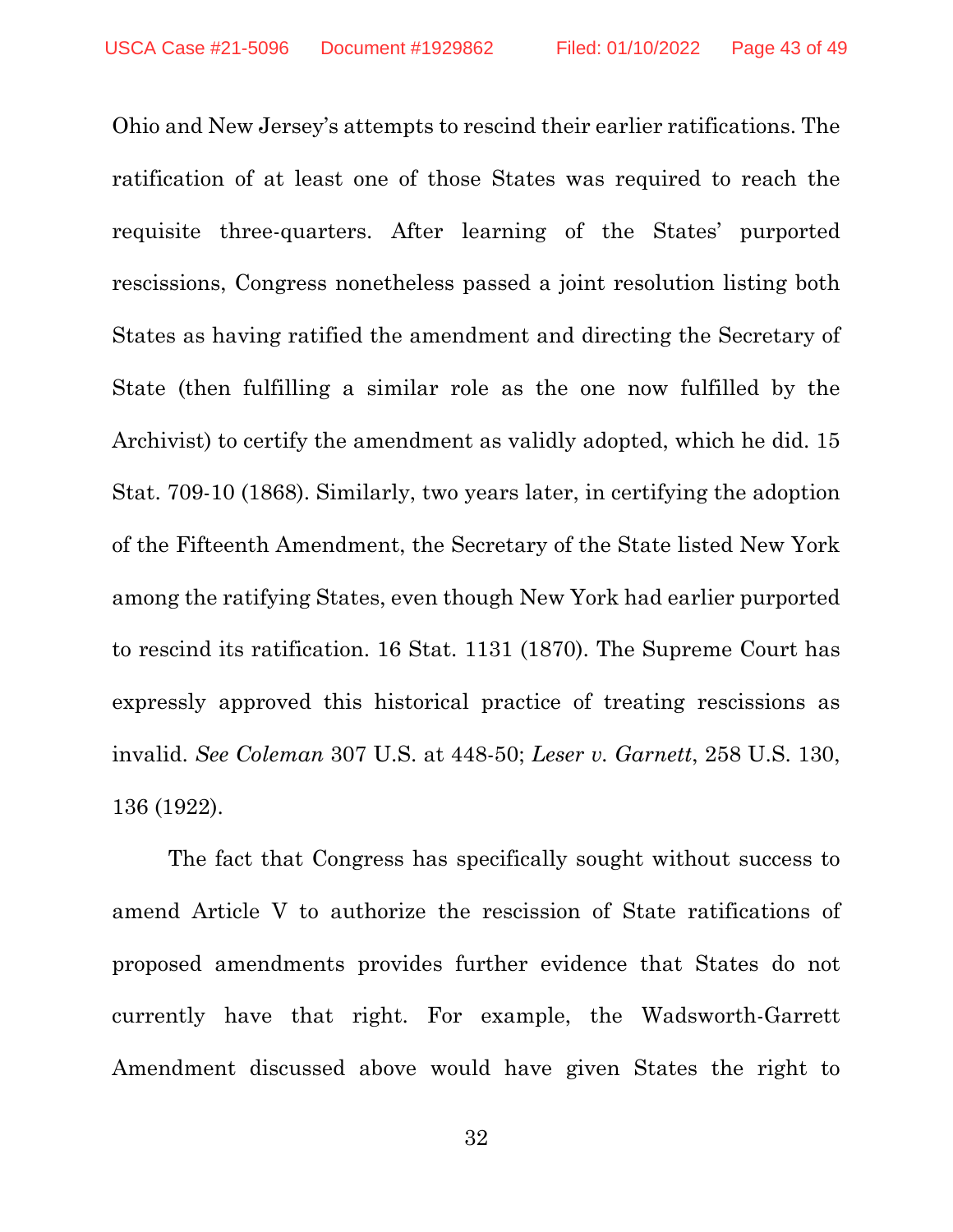Ohio and New Jersey's attempts to rescind their earlier ratifications. The ratification of at least one of those States was required to reach the requisite three-quarters. After learning of the States' purported rescissions, Congress nonetheless passed a joint resolution listing both States as having ratified the amendment and directing the Secretary of State (then fulfilling a similar role as the one now fulfilled by the Archivist) to certify the amendment as validly adopted, which he did. 15 Stat. 709-10 (1868). Similarly, two years later, in certifying the adoption of the Fifteenth Amendment, the Secretary of the State listed New York among the ratifying States, even though New York had earlier purported to rescind its ratification. 16 Stat. 1131 (1870). The Supreme Court has expressly approved this historical practice of treating rescissions as invalid. *See Coleman* 307 U.S. at 448-50; *Leser v. Garnett*, 258 U.S. 130, 136 (1922).

The fact that Congress has specifically sought without success to amend Article V to authorize the rescission of State ratifications of proposed amendments provides further evidence that States do not currently have that right. For example, the Wadsworth-Garrett Amendment discussed above would have given States the right to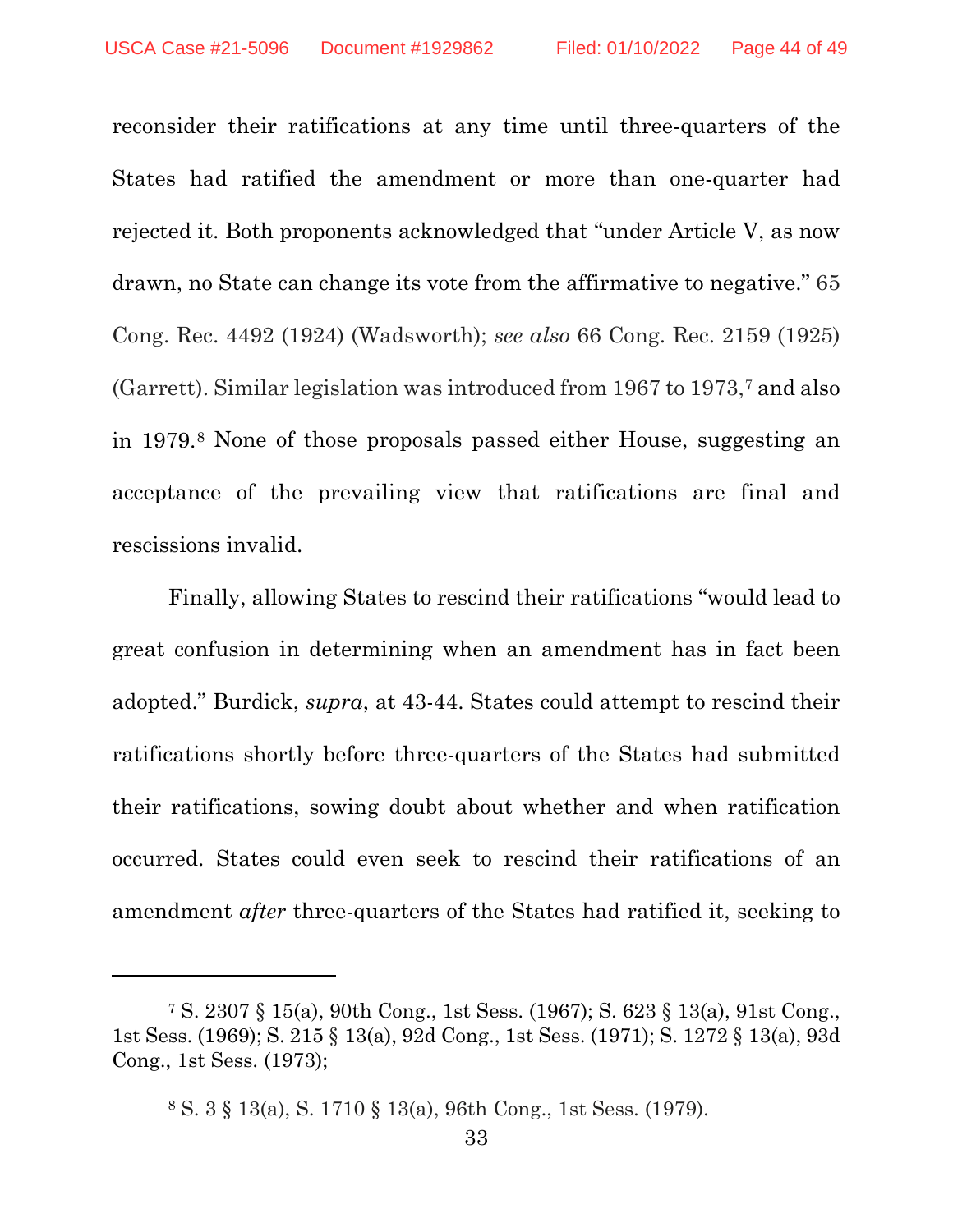reconsider their ratifications at any time until three-quarters of the States had ratified the amendment or more than one-quarter had rejected it. Both proponents acknowledged that "under Article V, as now drawn, no State can change its vote from the affirmative to negative." 65 Cong. Rec. 4492 (1924) (Wadsworth); *see also* 66 Cong. Rec. 2159 (1925) (Garrett). Similar legislation was introduced from 1967 to 1973,[7] and also in 1979.[8] None of those proposals passed either House, suggesting an acceptance of the prevailing view that ratifications are final and rescissions invalid.

Finally, allowing States to rescind their ratifications "would lead to great confusion in determining when an amendment has in fact been adopted." Burdick, *supra*, at 43-44. States could attempt to rescind their ratifications shortly before three-quarters of the States had submitted their ratifications, sowing doubt about whether and when ratification occurred. States could even seek to rescind their ratifications of an amendment *after* three-quarters of the States had ratified it, seeking to

---

[7] S. 2307 § 15(a), 90th Cong., 1st Sess. (1967); S. 623 § 13(a), 91st Cong., 1st Sess. (1969); S. 215 § 13(a), 92d Cong., 1st Sess. (1971); S. 1272 § 13(a), 93d Cong., 1st Sess. (1973);

[8] S. 3 § 13(a), S. 1710 § 13(a), 96th Cong., 1st Sess. (1979).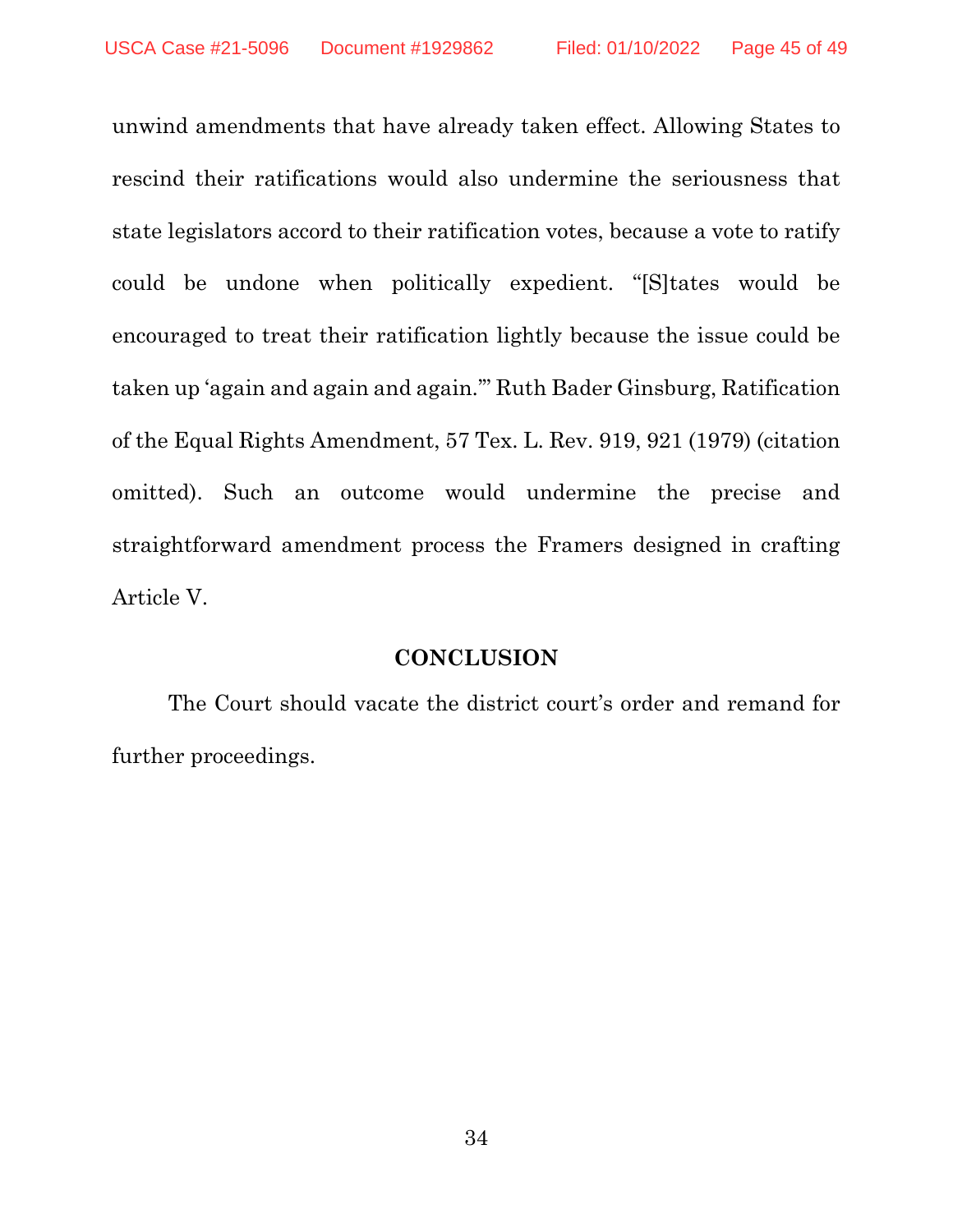unwind amendments that have already taken effect. Allowing States to rescind their ratifications would also undermine the seriousness that state legislators accord to their ratification votes, because a vote to ratify could be undone when politically expedient. "[S]tates would be encouraged to treat their ratification lightly because the issue could be taken up 'again and again and again.'" Ruth Bader Ginsburg, Ratification of the Equal Rights Amendment, 57 Tex. L. Rev. 919, 921 (1979) (citation omitted). Such an outcome would undermine the precise and straightforward amendment process the Framers designed in crafting Article V.

## CONCLUSION

The Court should vacate the district court's order and remand for further proceedings.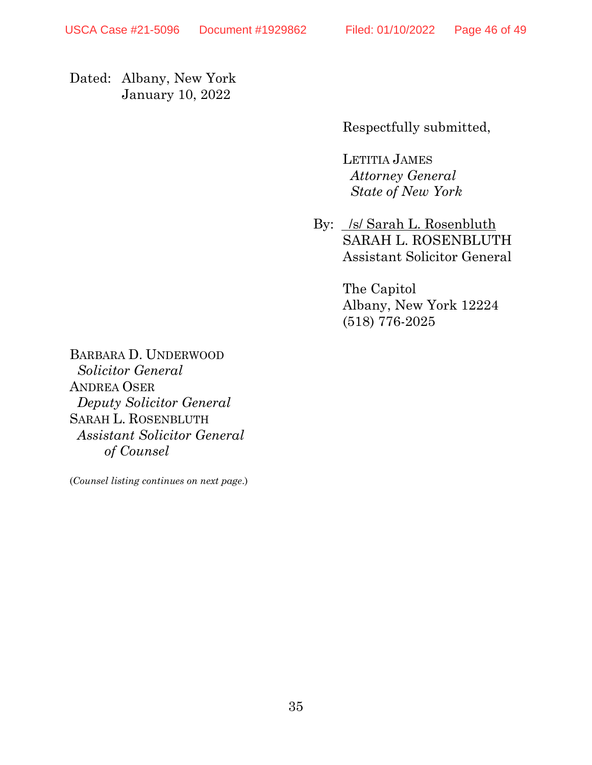Dated: Albany, New York
January 10, 2022

Respectfully submitted,

LETITIA JAMES
*Attorney General*
*State of New York*

By: /s/ Sarah L. Rosenbluth
SARAH L. ROSENBLUTH
Assistant Solicitor General

The Capitol
Albany, New York 12224
(518) 776-2025

BARBARA D. UNDERWOOD
*Solicitor General*
ANDREA OSER
*Deputy Solicitor General*
SARAH L. ROSENBLUTH
*Assistant Solicitor General*
*of Counsel*

(*Counsel listing continues on next page.*)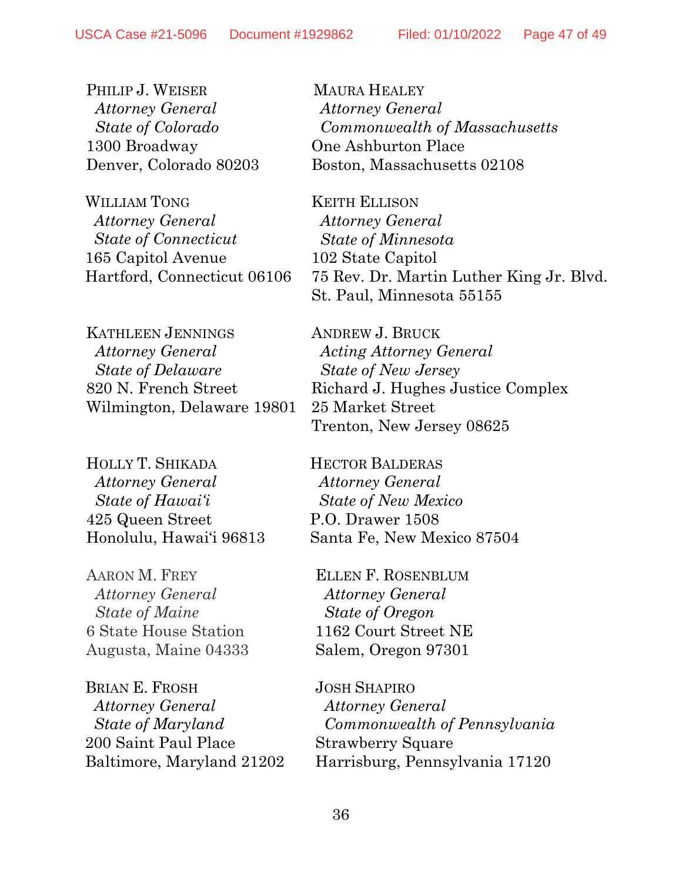PHILIP J. WEISER
*Attorney General*
*State of Colorado*
1300 Broadway
Denver, Colorado 80203

WILLIAM TONG
*Attorney General*
*State of Connecticut*
165 Capitol Avenue
Hartford, Connecticut 06106

KATHLEEN JENNINGS
*Attorney General*
*State of Delaware*
820 N. French Street
Wilmington, Delaware 19801

HOLLY T. SHIKADA
*Attorney General*
*State of Hawaiʻi*
425 Queen Street
Honolulu, Hawaiʻi 96813

AARON M. FREY
*Attorney General*
*State of Maine*
6 State House Station
Augusta, Maine 04333

BRIAN E. FROSH
*Attorney General*
*State of Maryland*
200 Saint Paul Place
Baltimore, Maryland 21202

MAURA HEALEY
*Attorney General*
*Commonwealth of Massachusetts*
One Ashburton Place
Boston, Massachusetts 02108

KEITH ELLISON
*Attorney General*
*State of Minnesota*
102 State Capitol
75 Rev. Dr. Martin Luther King Jr. Blvd.
St. Paul, Minnesota 55155

ANDREW J. BRUCK
*Acting Attorney General*
*State of New Jersey*
Richard J. Hughes Justice Complex
25 Market Street
Trenton, New Jersey 08625

HECTOR BALDERAS
*Attorney General*
*State of New Mexico*
P.O. Drawer 1508
Santa Fe, New Mexico 87504

ELLEN F. ROSENBLUM
*Attorney General*
*State of Oregon*
1162 Court Street NE
Salem, Oregon 97301

JOSH SHAPIRO
*Attorney General*
*Commonwealth of Pennsylvania*
Strawberry Square
Harrisburg, Pennsylvania 17120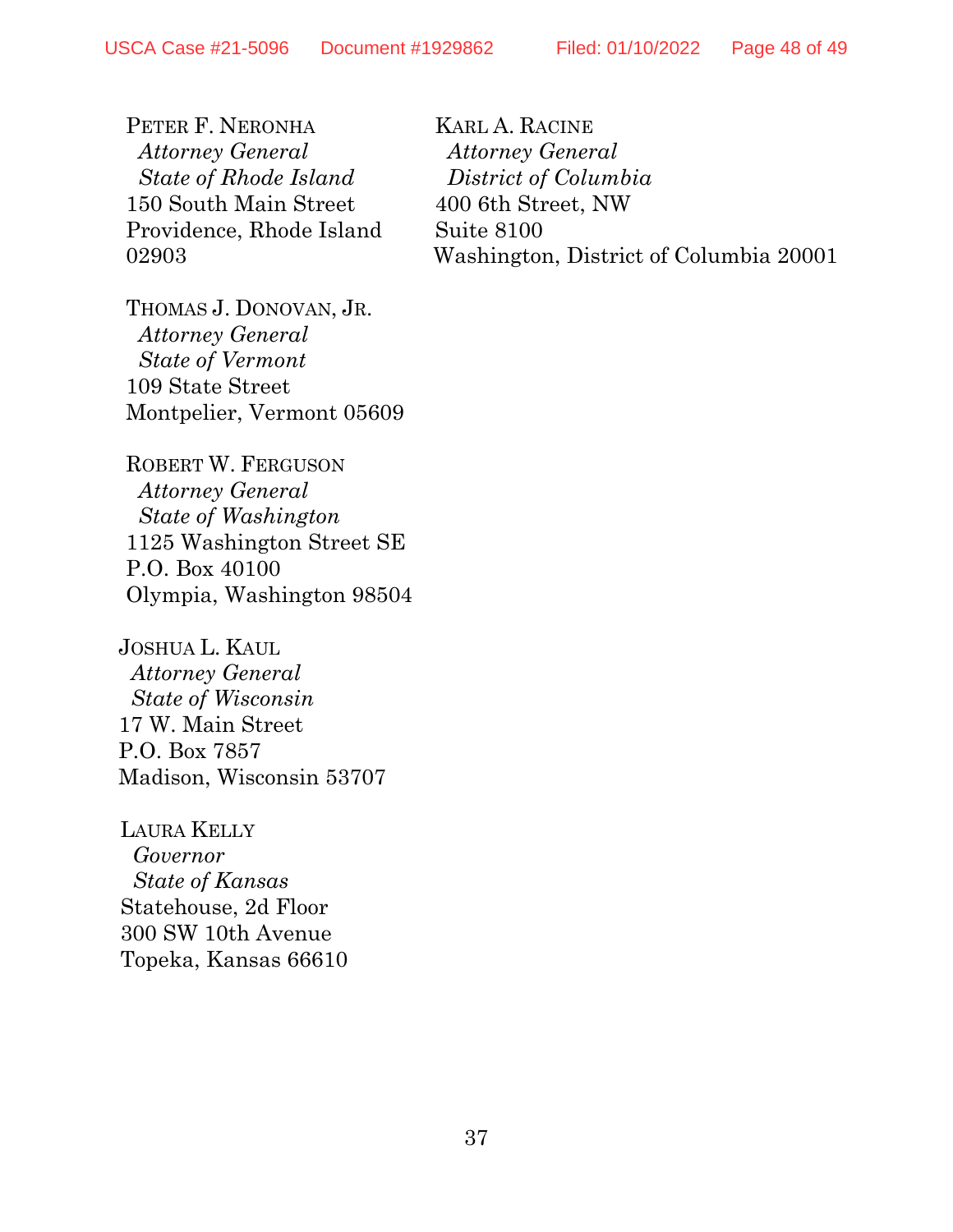PETER F. NERONHA
*Attorney General*
*State of Rhode Island*
150 South Main Street
Providence, Rhode Island 02903

THOMAS J. DONOVAN, JR.
*Attorney General*
*State of Vermont*
109 State Street
Montpelier, Vermont 05609

ROBERT W. FERGUSON
*Attorney General*
*State of Washington*
1125 Washington Street SE
P.O. Box 40100
Olympia, Washington 98504

JOSHUA L. KAUL
*Attorney General*
*State of Wisconsin*
17 W. Main Street
P.O. Box 7857
Madison, Wisconsin 53707

LAURA KELLY
*Governor*
*State of Kansas*
Statehouse, 2d Floor
300 SW 10th Avenue
Topeka, Kansas 66610

KARL A. RACINE
*Attorney General*
*District of Columbia*
400 6th Street, NW
Suite 8100
Washington, District of Columbia 20001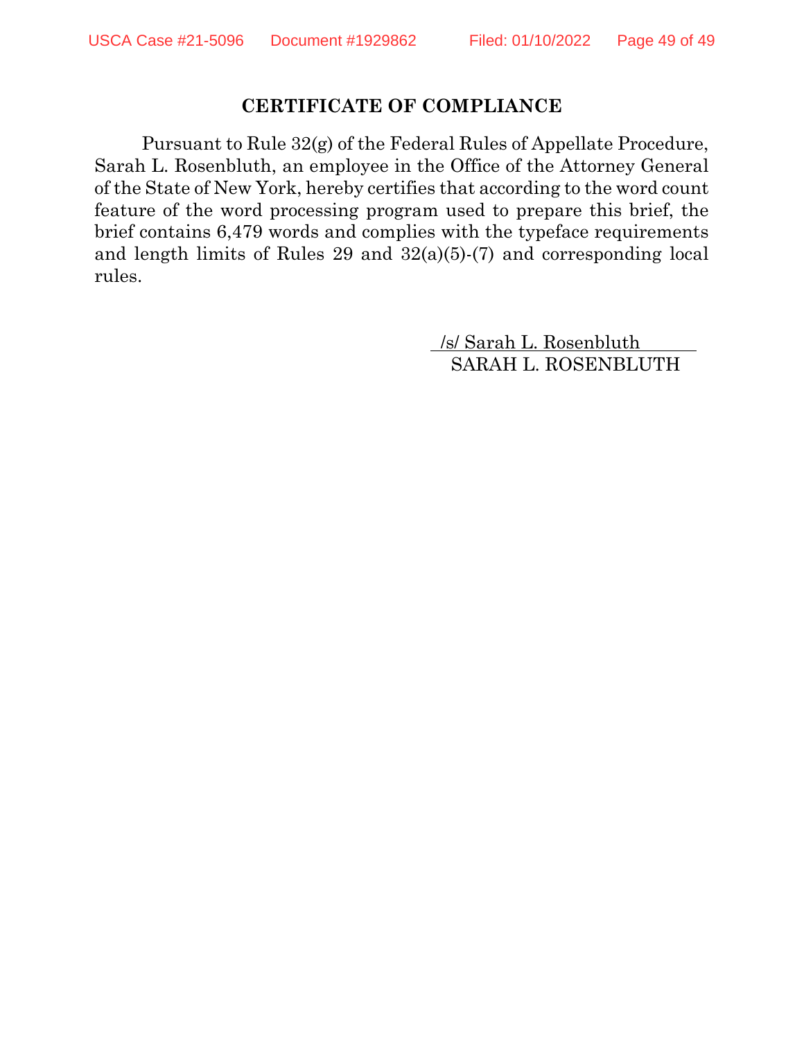## CERTIFICATE OF COMPLIANCE

Pursuant to Rule 32(g) of the Federal Rules of Appellate Procedure, Sarah L. Rosenbluth, an employee in the Office of the Attorney General of the State of New York, hereby certifies that according to the word count feature of the word processing program used to prepare this brief, the brief contains 6,479 words and complies with the typeface requirements and length limits of Rules 29 and 32(a)(5)-(7) and corresponding local rules.

/s/ Sarah L. Rosenbluth
SARAH L. ROSENBLUTH